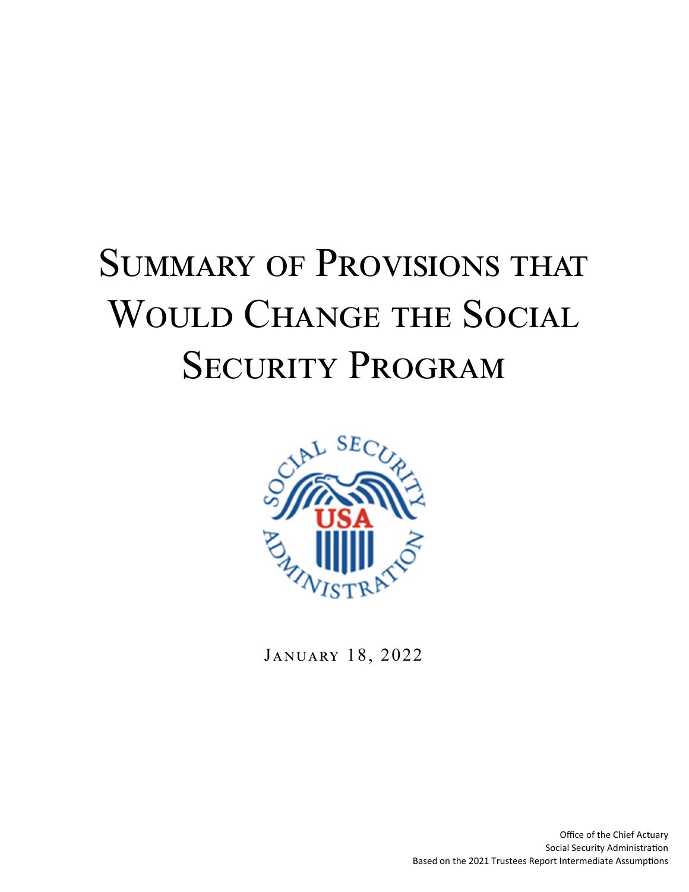# Summary of Provisions that Would Change the Social Security Program

January 18, 2022

Office of the Chief Actuary
Social Security Administration
Based on the 2021 Trustees Report Intermediate Assumptions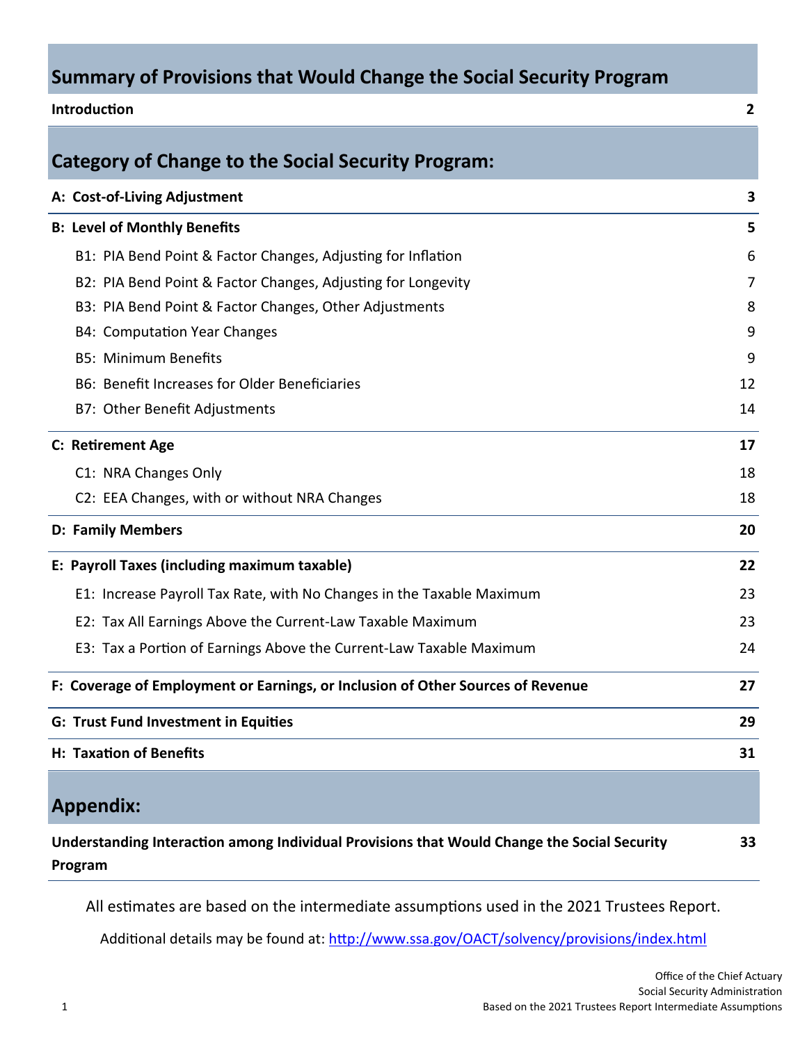# Summary of Provisions that Would Change the Social Security Program

| | |
|---|---|
| **Introduction** | **2** |

## Category of Change to the Social Security Program:

| | |
|---|---|
| **A: Cost-of-Living Adjustment** | **3** |
| **B: Level of Monthly Benefits** | **5** |
| B1: PIA Bend Point & Factor Changes, Adjusting for Inflation | 6 |
| B2: PIA Bend Point & Factor Changes, Adjusting for Longevity | 7 |
| B3: PIA Bend Point & Factor Changes, Other Adjustments | 8 |
| B4: Computation Year Changes | 9 |
| B5: Minimum Benefits | 9 |
| B6: Benefit Increases for Older Beneficiaries | 12 |
| B7: Other Benefit Adjustments | 14 |
| **C: Retirement Age** | **17** |
| C1: NRA Changes Only | 18 |
| C2: EEA Changes, with or without NRA Changes | 18 |
| **D: Family Members** | **20** |
| **E: Payroll Taxes (including maximum taxable)** | **22** |
| E1: Increase Payroll Tax Rate, with No Changes in the Taxable Maximum | 23 |
| E2: Tax All Earnings Above the Current-Law Taxable Maximum | 23 |
| E3: Tax a Portion of Earnings Above the Current-Law Taxable Maximum | 24 |
| **F: Coverage of Employment or Earnings, or Inclusion of Other Sources of Revenue** | **27** |
| **G: Trust Fund Investment in Equities** | **29** |
| **H: Taxation of Benefits** | **31** |

## Appendix:

| | |
|---|---|
| **Understanding Interaction among Individual Provisions that Would Change the Social Security Program** | **33** |

All estimates are based on the intermediate assumptions used in the 2021 Trustees Report.

Additional details may be found at: http://www.ssa.gov/OACT/solvency/provisions/index.html

Office of the Chief Actuary
Social Security Administration
Based on the 2021 Trustees Report Intermediate Assumptions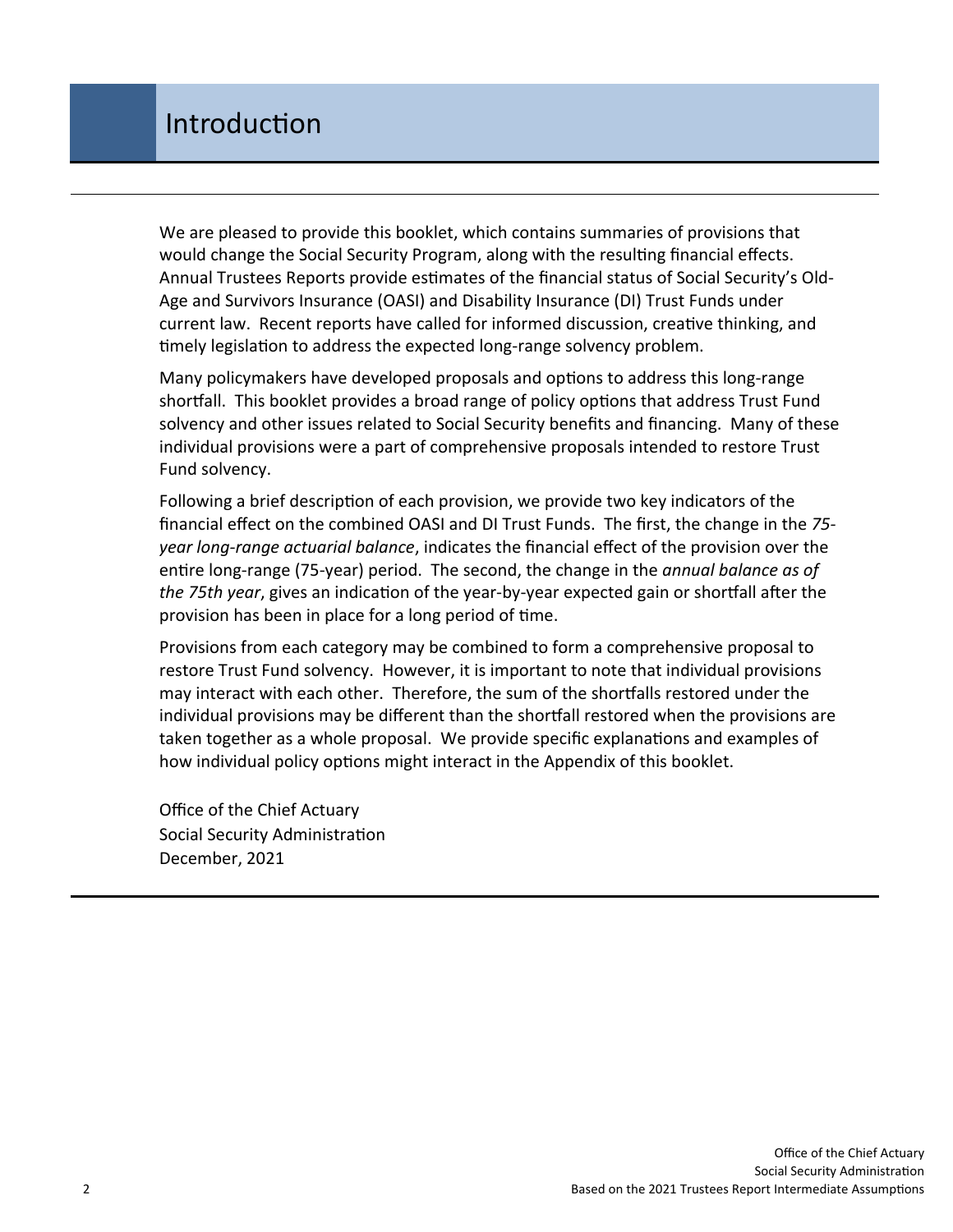# Introduction

We are pleased to provide this booklet, which contains summaries of provisions that would change the Social Security Program, along with the resulting financial effects. Annual Trustees Reports provide estimates of the financial status of Social Security's Old-Age and Survivors Insurance (OASI) and Disability Insurance (DI) Trust Funds under current law. Recent reports have called for informed discussion, creative thinking, and timely legislation to address the expected long-range solvency problem.

Many policymakers have developed proposals and options to address this long-range shortfall. This booklet provides a broad range of policy options that address Trust Fund solvency and other issues related to Social Security benefits and financing. Many of these individual provisions were a part of comprehensive proposals intended to restore Trust Fund solvency.

Following a brief description of each provision, we provide two key indicators of the financial effect on the combined OASI and DI Trust Funds. The first, the change in the *75-year long-range actuarial balance*, indicates the financial effect of the provision over the entire long-range (75-year) period. The second, the change in the *annual balance as of the 75th year*, gives an indication of the year-by-year expected gain or shortfall after the provision has been in place for a long period of time.

Provisions from each category may be combined to form a comprehensive proposal to restore Trust Fund solvency. However, it is important to note that individual provisions may interact with each other. Therefore, the sum of the shortfalls restored under the individual provisions may be different than the shortfall restored when the provisions are taken together as a whole proposal. We provide specific explanations and examples of how individual policy options might interact in the Appendix of this booklet.

Office of the Chief Actuary
Social Security Administration
December, 2021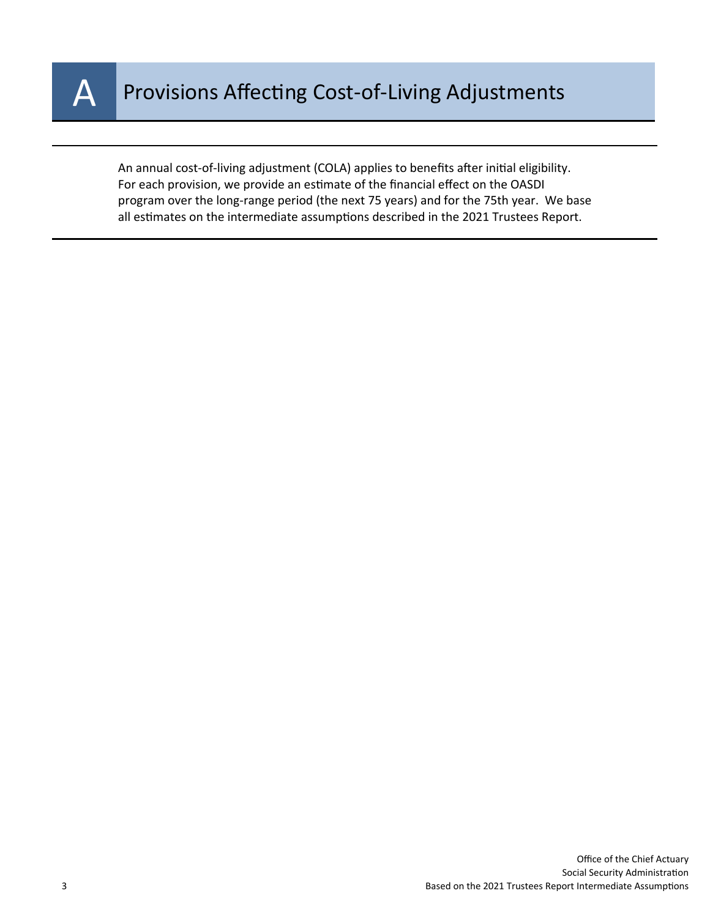# A Provisions Affecting Cost-of-Living Adjustments

An annual cost-of-living adjustment (COLA) applies to benefits after initial eligibility. For each provision, we provide an estimate of the financial effect on the OASDI program over the long-range period (the next 75 years) and for the 75th year. We base all estimates on the intermediate assumptions described in the 2021 Trustees Report.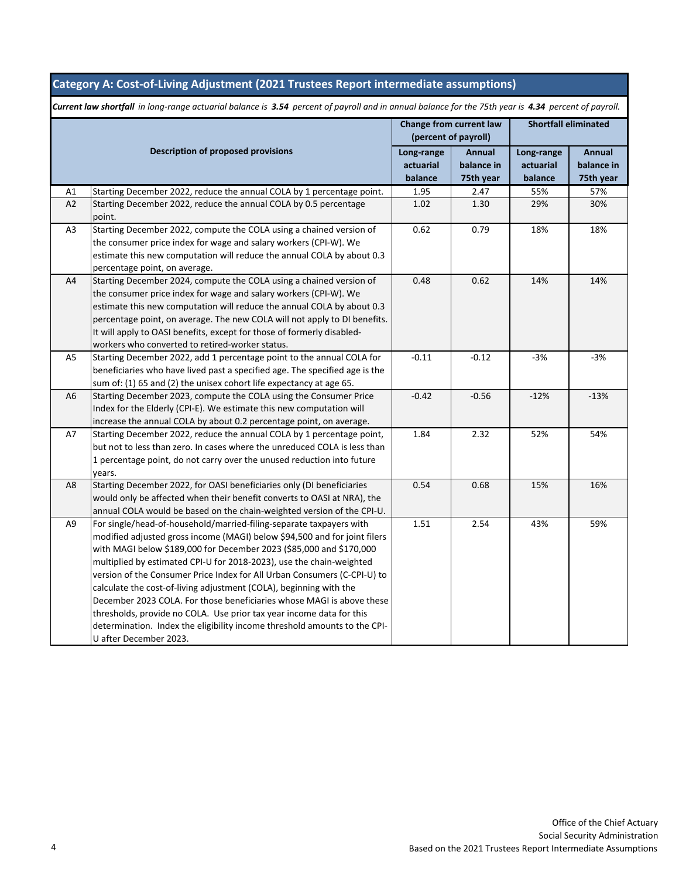## Category A: Cost-of-Living Adjustment (2021 Trustees Report intermediate assumptions)

***Current law shortfall** in long-range actuarial balance is **3.54** percent of payroll and in annual balance for the 75th year is **4.34** percent of payroll.*

| | Description of proposed provisions | Change from current law (percent of payroll) | | Shortfall eliminated | |
|---|---|---|---|---|---|
| | | Long-range actuarial balance | Annual balance in 75th year | Long-range actuarial balance | Annual balance in 75th year |
| A1 | Starting December 2022, reduce the annual COLA by 1 percentage point. | 1.95 | 2.47 | 55% | 57% |
| A2 | Starting December 2022, reduce the annual COLA by 0.5 percentage point. | 1.02 | 1.30 | 29% | 30% |
| A3 | Starting December 2022, compute the COLA using a chained version of the consumer price index for wage and salary workers (CPI-W). We estimate this new computation will reduce the annual COLA by about 0.3 percentage point, on average. | 0.62 | 0.79 | 18% | 18% |
| A4 | Starting December 2024, compute the COLA using a chained version of the consumer price index for wage and salary workers (CPI-W). We estimate this new computation will reduce the annual COLA by about 0.3 percentage point, on average. The new COLA will not apply to DI benefits. It will apply to OASI benefits, except for those of formerly disabled-workers who converted to retired-worker status. | 0.48 | 0.62 | 14% | 14% |
| A5 | Starting December 2022, add 1 percentage point to the annual COLA for beneficiaries who have lived past a specified age. The specified age is the sum of: (1) 65 and (2) the unisex cohort life expectancy at age 65. | -0.11 | -0.12 | -3% | -3% |
| A6 | Starting December 2023, compute the COLA using the Consumer Price Index for the Elderly (CPI-E). We estimate this new computation will increase the annual COLA by about 0.2 percentage point, on average. | -0.42 | -0.56 | -12% | -13% |
| A7 | Starting December 2022, reduce the annual COLA by 1 percentage point, but not to less than zero. In cases where the unreduced COLA is less than 1 percentage point, do not carry over the unused reduction into future years. | 1.84 | 2.32 | 52% | 54% |
| A8 | Starting December 2022, for OASI beneficiaries only (DI beneficiaries would only be affected when their benefit converts to OASI at NRA), the annual COLA would be based on the chain-weighted version of the CPI-U. | 0.54 | 0.68 | 15% | 16% |
| A9 | For single/head-of-household/married-filing-separate taxpayers with modified adjusted gross income (MAGI) below $94,500 and for joint filers with MAGI below $189,000 for December 2023 ($85,000 and $170,000 multiplied by estimated CPI-U for 2018-2023), use the chain-weighted version of the Consumer Price Index for All Urban Consumers (C-CPI-U) to calculate the cost-of-living adjustment (COLA), beginning with the December 2023 COLA. For those beneficiaries whose MAGI is above these thresholds, provide no COLA. Use prior tax year income data for this determination. Index the eligibility income threshold amounts to the CPI-U after December 2023. | 1.51 | 2.54 | 43% | 59% |

Office of the Chief Actuary
Social Security Administration
Based on the 2021 Trustees Report Intermediate Assumptions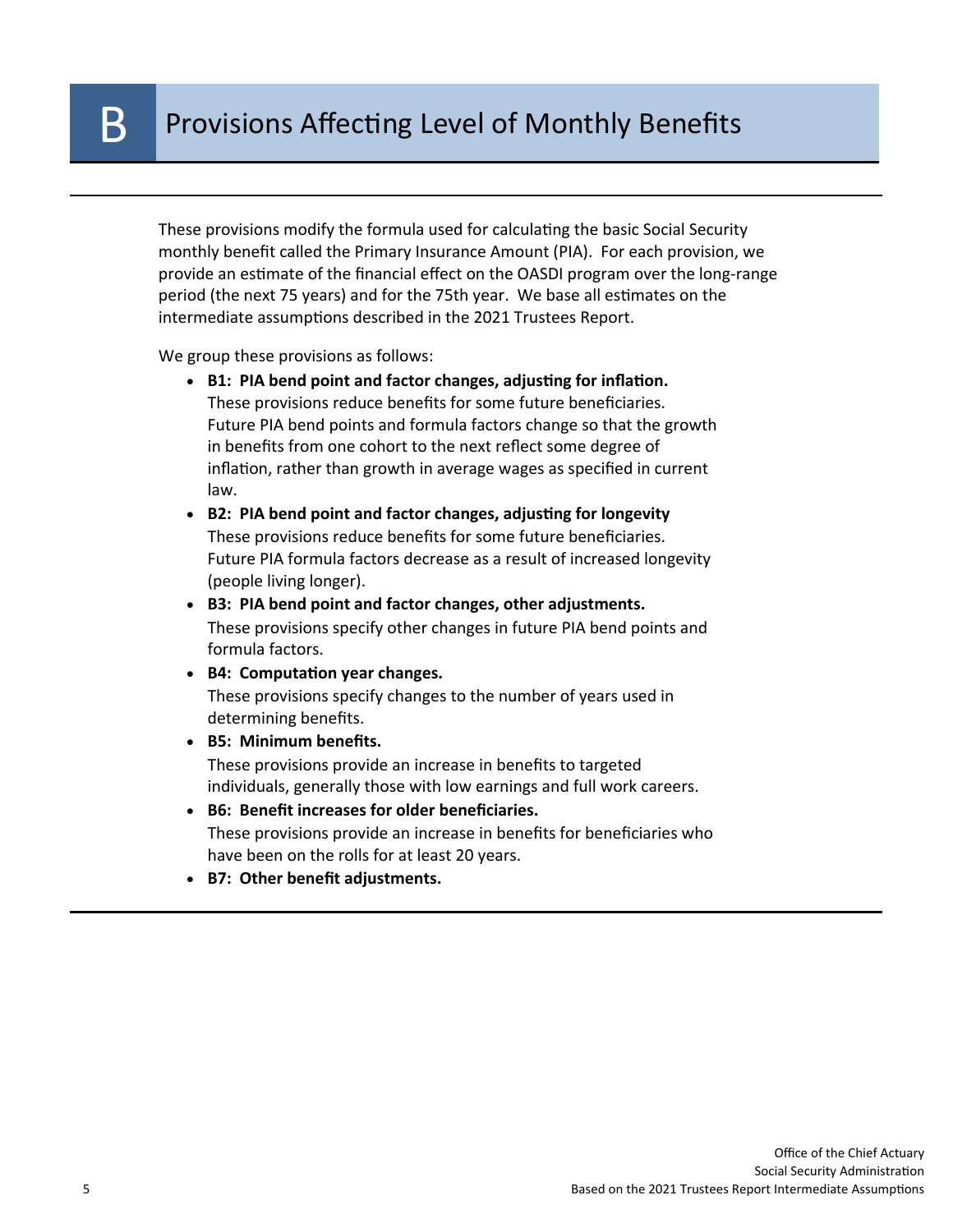# B Provisions Affecting Level of Monthly Benefits

These provisions modify the formula used for calculating the basic Social Security monthly benefit called the Primary Insurance Amount (PIA). For each provision, we provide an estimate of the financial effect on the OASDI program over the long-range period (the next 75 years) and for the 75th year. We base all estimates on the intermediate assumptions described in the 2021 Trustees Report.

We group these provisions as follows:

- **B1: PIA bend point and factor changes, adjusting for inflation.** These provisions reduce benefits for some future beneficiaries. Future PIA bend points and formula factors change so that the growth in benefits from one cohort to the next reflect some degree of inflation, rather than growth in average wages as specified in current law.
- **B2: PIA bend point and factor changes, adjusting for longevity** These provisions reduce benefits for some future beneficiaries. Future PIA formula factors decrease as a result of increased longevity (people living longer).
- **B3: PIA bend point and factor changes, other adjustments.** These provisions specify other changes in future PIA bend points and formula factors.
- **B4: Computation year changes.** These provisions specify changes to the number of years used in determining benefits.
- **B5: Minimum benefits.** These provisions provide an increase in benefits to targeted individuals, generally those with low earnings and full work careers.
- **B6: Benefit increases for older beneficiaries.** These provisions provide an increase in benefits for beneficiaries who have been on the rolls for at least 20 years.
- **B7: Other benefit adjustments.**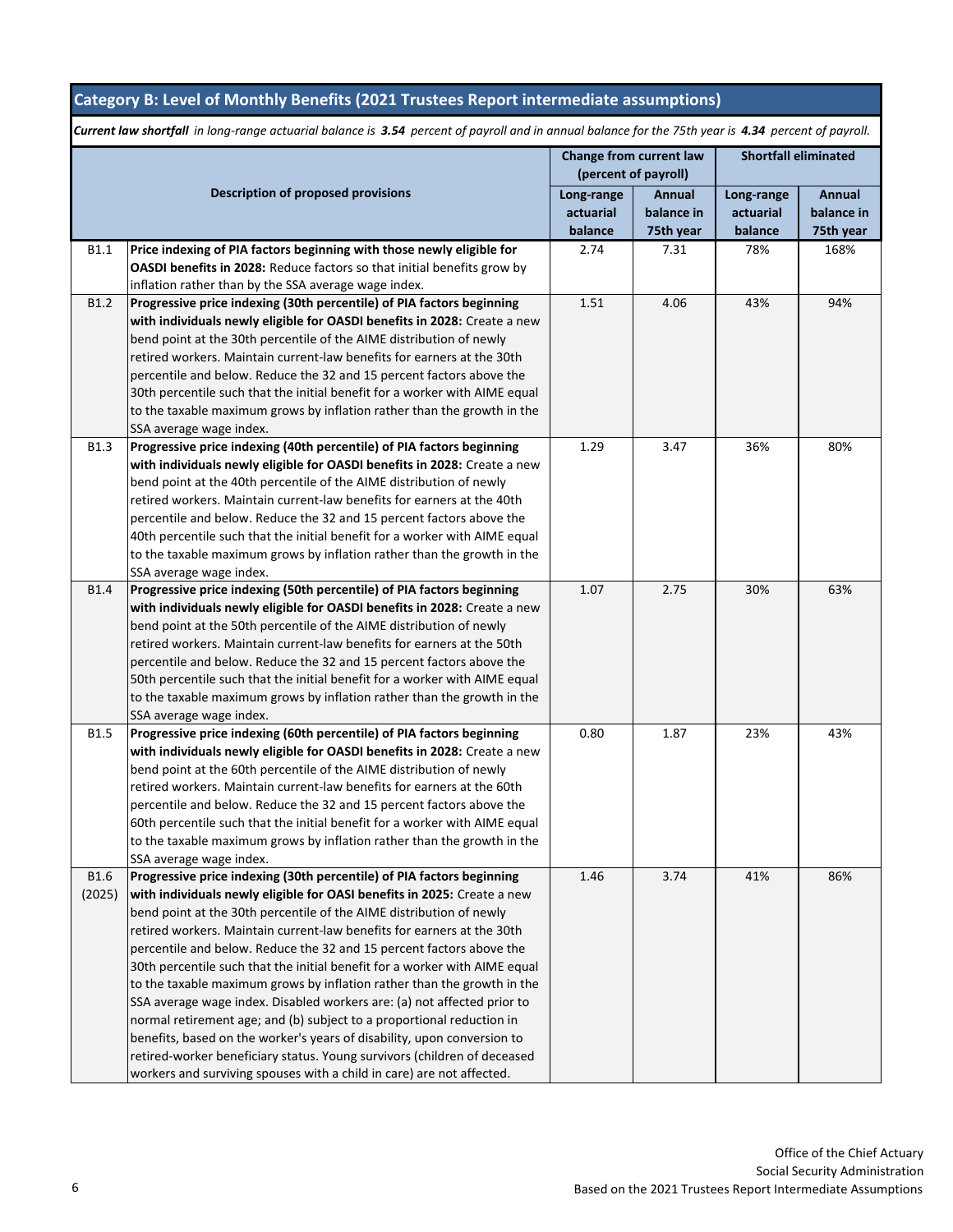## Category B: Level of Monthly Benefits (2021 Trustees Report intermediate assumptions)

***Current law shortfall*** *in long-range actuarial balance is* ***3.54*** *percent of payroll and in annual balance for the 75th year is* ***4.34*** *percent of payroll.*

| | Description of proposed provisions | Change from current law (percent of payroll) | | Shortfall eliminated | |
|---|---|---|---|---|---|
| | | Long-range actuarial balance | Annual balance in 75th year | Long-range actuarial balance | Annual balance in 75th year |
| B1.1 | **Price indexing of PIA factors beginning with those newly eligible for OASDI benefits in 2028:** Reduce factors so that initial benefits grow by inflation rather than by the SSA average wage index. | 2.74 | 7.31 | 78% | 168% |
| B1.2 | **Progressive price indexing (30th percentile) of PIA factors beginning with individuals newly eligible for OASDI benefits in 2028:** Create a new bend point at the 30th percentile of the AIME distribution of newly retired workers. Maintain current-law benefits for earners at the 30th percentile and below. Reduce the 32 and 15 percent factors above the 30th percentile such that the initial benefit for a worker with AIME equal to the taxable maximum grows by inflation rather than the growth in the SSA average wage index. | 1.51 | 4.06 | 43% | 94% |
| B1.3 | **Progressive price indexing (40th percentile) of PIA factors beginning with individuals newly eligible for OASDI benefits in 2028:** Create a new bend point at the 40th percentile of the AIME distribution of newly retired workers. Maintain current-law benefits for earners at the 40th percentile and below. Reduce the 32 and 15 percent factors above the 40th percentile such that the initial benefit for a worker with AIME equal to the taxable maximum grows by inflation rather than the growth in the SSA average wage index. | 1.29 | 3.47 | 36% | 80% |
| B1.4 | **Progressive price indexing (50th percentile) of PIA factors beginning with individuals newly eligible for OASDI benefits in 2028:** Create a new bend point at the 50th percentile of the AIME distribution of newly retired workers. Maintain current-law benefits for earners at the 50th percentile and below. Reduce the 32 and 15 percent factors above the 50th percentile such that the initial benefit for a worker with AIME equal to the taxable maximum grows by inflation rather than the growth in the SSA average wage index. | 1.07 | 2.75 | 30% | 63% |
| B1.5 | **Progressive price indexing (60th percentile) of PIA factors beginning with individuals newly eligible for OASDI benefits in 2028:** Create a new bend point at the 60th percentile of the AIME distribution of newly retired workers. Maintain current-law benefits for earners at the 60th percentile and below. Reduce the 32 and 15 percent factors above the 60th percentile such that the initial benefit for a worker with AIME equal to the taxable maximum grows by inflation rather than the growth in the SSA average wage index. | 0.80 | 1.87 | 23% | 43% |
| B1.6 (2025) | **Progressive price indexing (30th percentile) of PIA factors beginning with individuals newly eligible for OASI benefits in 2025:** Create a new bend point at the 30th percentile of the AIME distribution of newly retired workers. Maintain current-law benefits for earners at the 30th percentile and below. Reduce the 32 and 15 percent factors above the 30th percentile such that the initial benefit for a worker with AIME equal to the taxable maximum grows by inflation rather than the growth in the SSA average wage index. Disabled workers are: (a) not affected prior to normal retirement age; and (b) subject to a proportional reduction in benefits, based on the worker's years of disability, upon conversion to retired-worker beneficiary status. Young survivors (children of deceased workers and surviving spouses with a child in care) are not affected. | 1.46 | 3.74 | 41% | 86% |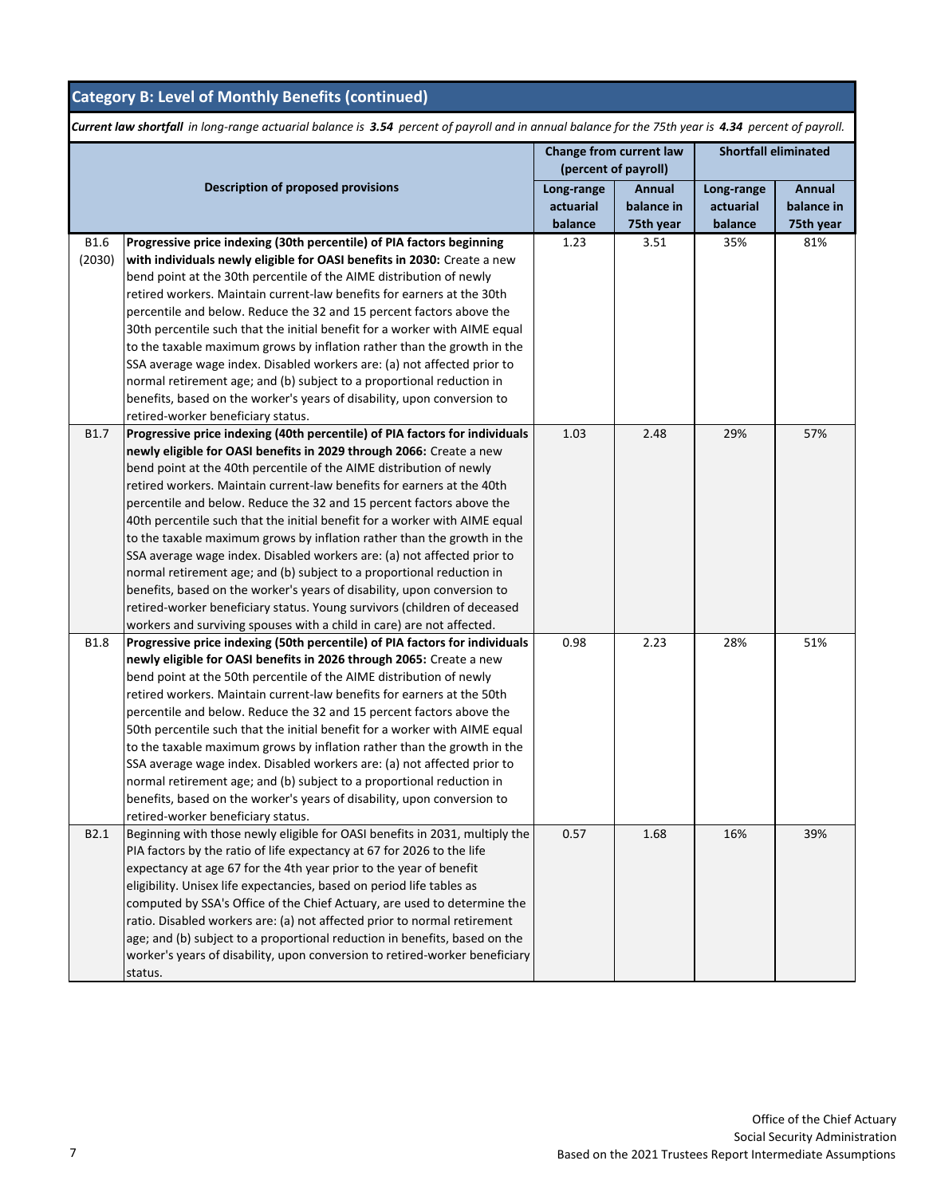## Category B: Level of Monthly Benefits (continued)

***Current law shortfall*** *in long-range actuarial balance is* ***3.54*** *percent of payroll and in annual balance for the 75th year is* ***4.43*** *percent of payroll.*

| | Description of proposed provisions | Change from current law (percent of payroll) | | Shortfall eliminated | |
|---|---|---|---|---|---|
| | | Long-range actuarial balance | Annual balance in 75th year | Long-range actuarial balance | Annual balance in 75th year |
| B1.6 (2030) | **Progressive price indexing (30th percentile) of PIA factors beginning with individuals newly eligible for OASI benefits in 2030:** Create a new bend point at the 30th percentile of the AIME distribution of newly retired workers. Maintain current-law benefits for earners at the 30th percentile and below. Reduce the 32 and 15 percent factors above the 30th percentile such that the initial benefit for a worker with AIME equal to the taxable maximum grows by inflation rather than the growth in the SSA average wage index. Disabled workers are: (a) not affected prior to normal retirement age; and (b) subject to a proportional reduction in benefits, based on the worker's years of disability, upon conversion to retired-worker beneficiary status. | 1.23 | 3.51 | 35% | 81% |
| B1.7 | **Progressive price indexing (40th percentile) of PIA factors for individuals newly eligible for OASI benefits in 2029 through 2066:** Create a new bend point at the 40th percentile of the AIME distribution of newly retired workers. Maintain current-law benefits for earners at the 40th percentile and below. Reduce the 32 and 15 percent factors above the 40th percentile such that the initial benefit for a worker with AIME equal to the taxable maximum grows by inflation rather than the growth in the SSA average wage index. Disabled workers are: (a) not affected prior to normal retirement age; and (b) subject to a proportional reduction in benefits, based on the worker's years of disability, upon conversion to retired-worker beneficiary status. Young survivors (children of deceased workers and surviving spouses with a child in care) are not affected. | 1.03 | 2.48 | 29% | 57% |
| B1.8 | **Progressive price indexing (50th percentile) of PIA factors for individuals newly eligible for OASI benefits in 2026 through 2065:** Create a new bend point at the 50th percentile of the AIME distribution of newly retired workers. Maintain current-law benefits for earners at the 50th percentile and below. Reduce the 32 and 15 percent factors above the 50th percentile such that the initial benefit for a worker with AIME equal to the taxable maximum grows by inflation rather than the growth in the SSA average wage index. Disabled workers are: (a) not affected prior to normal retirement age; and (b) subject to a proportional reduction in benefits, based on the worker's years of disability, upon conversion to retired-worker beneficiary status. | 0.98 | 2.23 | 28% | 51% |
| B2.1 | Beginning with those newly eligible for OASI benefits in 2031, multiply the PIA factors by the ratio of life expectancy at 67 for 2026 to the life expectancy at age 67 for the 4th year prior to the year of benefit eligibility. Unisex life expectancies, based on period life tables as computed by SSA's Office of the Chief Actuary, are used to determine the ratio. Disabled workers are: (a) not affected prior to normal retirement age; and (b) subject to a proportional reduction in benefits, based on the worker's years of disability, upon conversion to retired-worker beneficiary status. | 0.57 | 1.68 | 16% | 39% |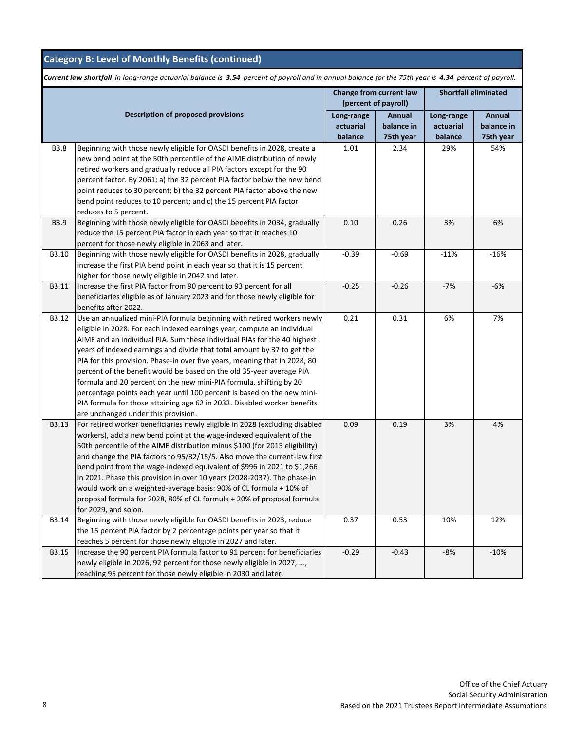## Category B: Level of Monthly Benefits (continued)

***Current law shortfall** in long-range actuarial balance is **3.54** percent of payroll and in annual balance for the 75th year is **4.34** percent of payroll.*

| | Description of proposed provisions | Change from current law (percent of payroll) | | Shortfall eliminated | |
|---|---|---|---|---|---|
| | | Long-range actuarial balance | Annual balance in 75th year | Long-range actuarial balance | Annual balance in 75th year |
| B3.8 | Beginning with those newly eligible for OASDI benefits in 2028, create a new bend point at the 50th percentile of the AIME distribution of newly retired workers and gradually reduce all PIA factors except for the 90 percent factor. By 2061: a) the 32 percent PIA factor below the new bend point reduces to 30 percent; b) the 32 percent PIA factor above the new bend point reduces to 10 percent; and c) the 15 percent PIA factor reduces to 5 percent. | 1.01 | 2.34 | 29% | 54% |
| B3.9 | Beginning with those newly eligible for OASDI benefits in 2034, gradually reduce the 15 percent PIA factor in each year so that it reaches 10 percent for those newly eligible in 2063 and later. | 0.10 | 0.26 | 3% | 6% |
| B3.10 | Beginning with those newly eligible for OASDI benefits in 2028, gradually increase the first PIA bend point in each year so that it is 15 percent higher for those newly eligible in 2042 and later. | -0.39 | -0.69 | -11% | -16% |
| B3.11 | Increase the first PIA factor from 90 percent to 93 percent for all beneficiaries eligible as of January 2023 and for those newly eligible for benefits after 2022. | -0.25 | -0.26 | -7% | -6% |
| B3.12 | Use an annualized mini-PIA formula beginning with retired workers newly eligible in 2028. For each indexed earnings year, compute an individual AIME and an individual PIA. Sum these individual PIAs for the 40 highest years of indexed earnings and divide that total amount by 37 to get the PIA for this provision. Phase-in over five years, meaning that in 2028, 80 percent of the benefit would be based on the old 35-year average PIA formula and 20 percent on the new mini-PIA formula, shifting by 20 percentage points each year until 100 percent is based on the new mini-PIA formula for those attaining age 62 in 2032. Disabled worker benefits are unchanged under this provision. | 0.21 | 0.31 | 6% | 7% |
| B3.13 | For retired worker beneficiaries newly eligible in 2028 (excluding disabled workers), add a new bend point at the wage-indexed equivalent of the 50th percentile of the AIME distribution minus $100 (for 2015 eligibility) and change the PIA factors to 95/32/15/5. Also move the current-law first bend point from the wage-indexed equivalent of $996 in 2021 to $1,266 in 2021. Phase this provision in over 10 years (2028-2037). The phase-in would work on a weighted-average basis: 90% of CL formula + 10% of proposal formula for 2028, 80% of CL formula + 20% of proposal formula for 2029, and so on. | 0.09 | 0.19 | 3% | 4% |
| B3.14 | Beginning with those newly eligible for OASDI benefits in 2023, reduce the 15 percent PIA factor by 2 percentage points per year so that it reaches 5 percent for those newly eligible in 2027 and later. | 0.37 | 0.53 | 10% | 12% |
| B3.15 | Increase the 90 percent PIA formula factor to 91 percent for beneficiaries newly eligible in 2026, 92 percent for those newly eligible in 2027, ..., reaching 95 percent for those newly eligible in 2030 and later. | -0.29 | -0.43 | -8% | -10% |

Office of the Chief Actuary
Social Security Administration
Based on the 2021 Trustees Report Intermediate Assumptions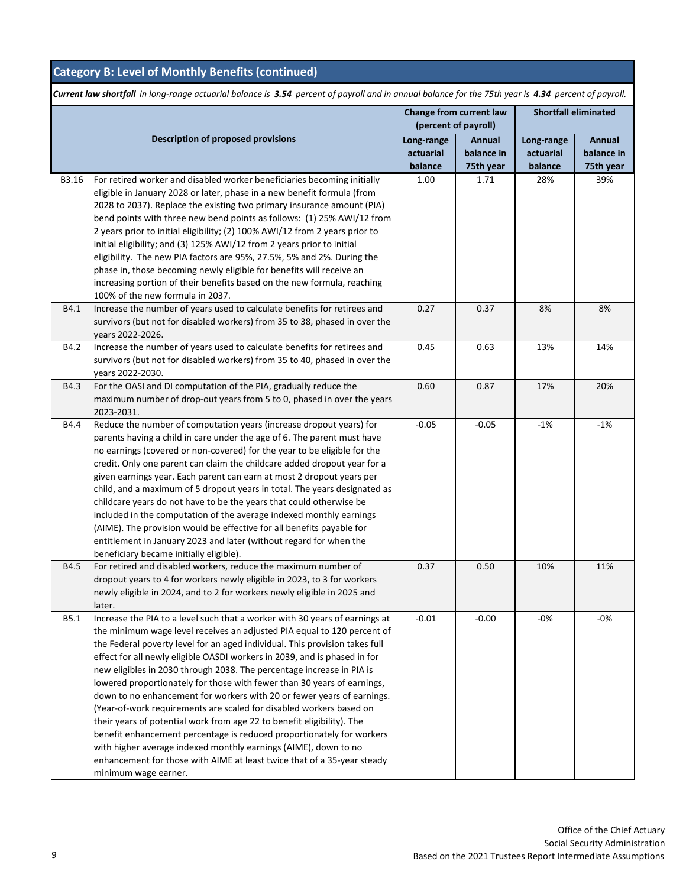## Category B: Level of Monthly Benefits (continued)

***Current law shortfall*** *in long-range actuarial balance is* ***3.54*** *percent of payroll and in annual balance for the 75th year is* ***4.34*** *percent of payroll.*

| | Description of proposed provisions | Change from current law (percent of payroll) | | Shortfall eliminated | |
|---|---|---|---|---|---|
| | | Long-range actuarial balance | Annual balance in 75th year | Long-range actuarial balance | Annual balance in 75th year |
| B3.16 | For retired worker and disabled worker beneficiaries becoming initially eligible in January 2028 or later, phase in a new benefit formula (from 2028 to 2037). Replace the existing two primary insurance amount (PIA) bend points with three new bend points as follows: (1) 25% AWI/12 from 2 years prior to initial eligibility; (2) 100% AWI/12 from 2 years prior to initial eligibility; and (3) 125% AWI/12 from 2 years prior to initial eligibility. The new PIA factors are 95%, 27.5%, 5% and 2%. During the phase in, those becoming newly eligible for benefits will receive an increasing portion of their benefits based on the new formula, reaching 100% of the new formula in 2037. | 1.00 | 1.71 | 28% | 39% |
| B4.1 | Increase the number of years used to calculate benefits for retirees and survivors (but not for disabled workers) from 35 to 38, phased in over the years 2022-2026. | 0.27 | 0.37 | 8% | 8% |
| B4.2 | Increase the number of years used to calculate benefits for retirees and survivors (but not for disabled workers) from 35 to 40, phased in over the years 2022-2030. | 0.45 | 0.63 | 13% | 14% |
| B4.3 | For the OASI and DI computation of the PIA, gradually reduce the maximum number of drop-out years from 5 to 0, phased in over the years 2023-2031. | 0.60 | 0.87 | 17% | 20% |
| B4.4 | Reduce the number of computation years (increase dropout years) for parents having a child in care under the age of 6. The parent must have no earnings (covered or non-covered) for the year to be eligible for the credit. Only one parent can claim the childcare added dropout year for a given earnings year. Each parent can earn at most 2 dropout years per child, and a maximum of 5 dropout years in total. The years designated as childcare years do not have to be the years that could otherwise be included in the computation of the average indexed monthly earnings (AIME). The provision would be effective for all benefits payable for entitlement in January 2023 and later (without regard for when the beneficiary became initially eligible). | -0.05 | -0.05 | -1% | -1% |
| B4.5 | For retired and disabled workers, reduce the maximum number of dropout years to 4 for workers newly eligible in 2023, to 3 for workers newly eligible in 2024, and to 2 for workers newly eligible in 2025 and later. | 0.37 | 0.50 | 10% | 11% |
| B5.1 | Increase the PIA to a level such that a worker with 30 years of earnings at the minimum wage level receives an adjusted PIA equal to 120 percent of the Federal poverty level for an aged individual. This provision takes full effect for all newly eligible OASDI workers in 2039, and is phased in for new eligibles in 2030 through 2038. The percentage increase in PIA is lowered proportionately for those with fewer than 30 years of earnings, down to no enhancement for workers with 20 or fewer years of earnings. (Year-of-work requirements are scaled for disabled workers based on their years of potential work from age 22 to benefit eligibility). The benefit enhancement percentage is reduced proportionately for workers with higher average indexed monthly earnings (AIME), down to no enhancement for those with AIME at least twice that of a 35-year steady minimum wage earner. | -0.01 | -0.00 | -0% | -0% |

Office of the Chief Actuary
Social Security Administration
Based on the 2021 Trustees Report Intermediate Assumptions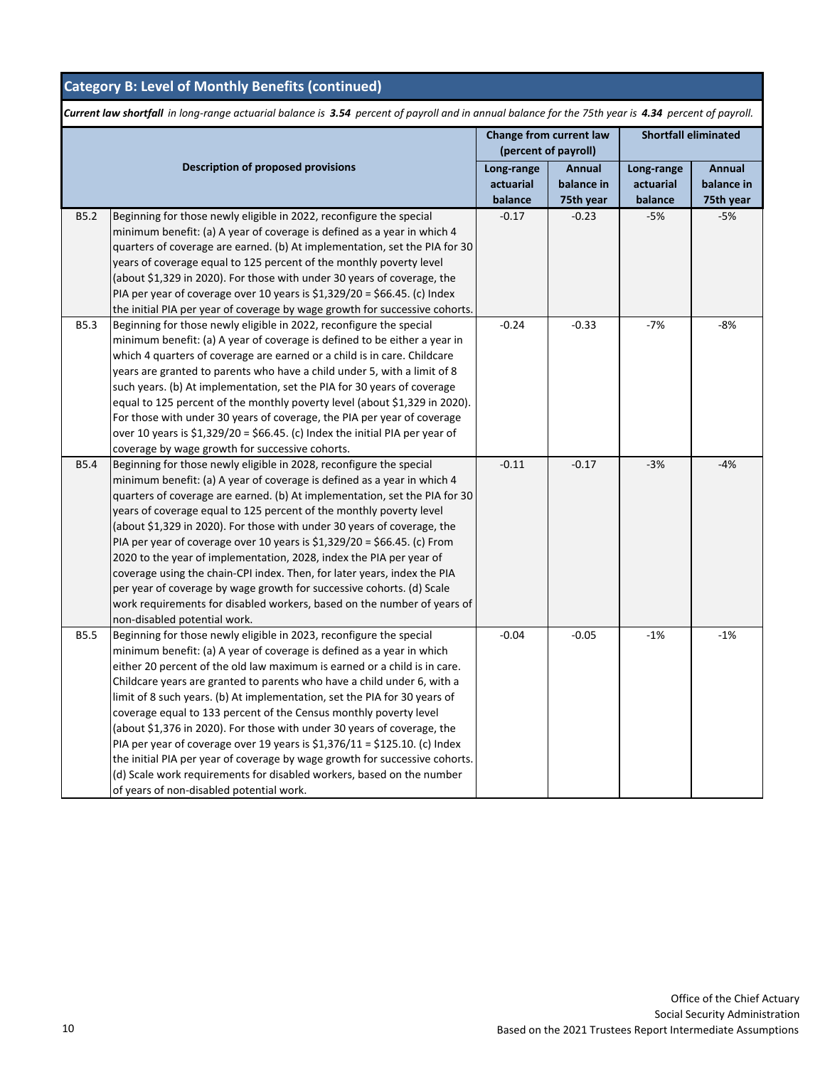## Category B: Level of Monthly Benefits (continued)

***Current law shortfall*** *in long-range actuarial balance is* ***3.54*** *percent of payroll and in annual balance for the 75th year is* ***4.34*** *percent of payroll.*

| | Description of proposed provisions | Change from current law (percent of payroll) | | Shortfall eliminated | |
|---|---|---|---|---|---|
| | | Long-range actuarial balance | Annual balance in 75th year | Long-range actuarial balance | Annual balance in 75th year |
| B5.2 | Beginning for those newly eligible in 2022, reconfigure the special minimum benefit: (a) A year of coverage is defined as a year in which 4 quarters of coverage are earned. (b) At implementation, set the PIA for 30 years of coverage equal to 125 percent of the monthly poverty level (about $1,329 in 2020). For those with under 30 years of coverage, the PIA per year of coverage over 10 years is $1,329/20 = $66.45. (c) Index the initial PIA per year of coverage by wage growth for successive cohorts. | -0.17 | -0.23 | -5% | -5% |
| B5.3 | Beginning for those newly eligible in 2022, reconfigure the special minimum benefit: (a) A year of coverage is defined to be either a year in which 4 quarters of coverage are earned or a child is in care. Childcare years are granted to parents who have a child under 5, with a limit of 8 such years. (b) At implementation, set the PIA for 30 years of coverage equal to 125 percent of the monthly poverty level (about $1,329 in 2020). For those with under 30 years of coverage, the PIA per year of coverage over 10 years is $1,329/20 = $66.45. (c) Index the initial PIA per year of coverage by wage growth for successive cohorts. | -0.24 | -0.33 | -7% | -8% |
| B5.4 | Beginning for those newly eligible in 2028, reconfigure the special minimum benefit: (a) A year of coverage is defined as a year in which 4 quarters of coverage are earned. (b) At implementation, set the PIA for 30 years of coverage equal to 125 percent of the monthly poverty level (about $1,329 in 2020). For those with under 30 years of coverage, the PIA per year of coverage over 10 years is $1,329/20 = $66.45. (c) From 2020 to the year of implementation, 2028, index the PIA per year of coverage using the chain-CPI index. Then, for later years, index the PIA per year of coverage by wage growth for successive cohorts. (d) Scale work requirements for disabled workers, based on the number of years of non-disabled potential work. | -0.11 | -0.17 | -3% | -4% |
| B5.5 | Beginning for those newly eligible in 2023, reconfigure the special minimum benefit: (a) A year of coverage is defined as a year in which either 20 percent of the old law maximum is earned or a child is in care. Childcare years are granted to parents who have a child under 6, with a limit of 8 such years. (b) At implementation, set the PIA for 30 years of coverage equal to 133 percent of the Census monthly poverty level (about $1,376 in 2020). For those with under 30 years of coverage, the PIA per year of coverage over 19 years is $1,376/11 = $125.10. (c) Index the initial PIA per year of coverage by wage growth for successive cohorts. (d) Scale work requirements for disabled workers, based on the number of years of non-disabled potential work. | -0.04 | -0.05 | -1% | -1% |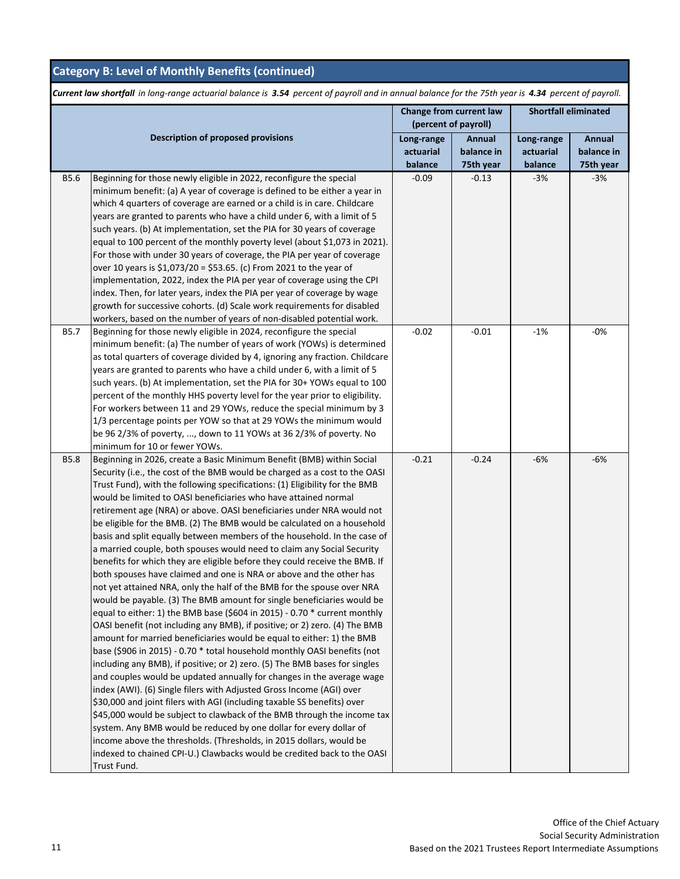## Category B: Level of Monthly Benefits (continued)

***Current law shortfall*** *in long-range actuarial balance is* ***3.54*** *percent of payroll and in annual balance for the 75th year is* ***4.34*** *percent of payroll.*

| | Description of proposed provisions | Change from current law (percent of payroll) | | Shortfall eliminated | |
|---|---|---|---|---|---|
| | | Long-range actuarial balance | Annual balance in 75th year | Long-range actuarial balance | Annual balance in 75th year |
| B5.6 | Beginning for those newly eligible in 2022, reconfigure the special minimum benefit: (a) A year of coverage is defined to be either a year in which 4 quarters of coverage are earned or a child is in care. Childcare years are granted to parents who have a child under 6, with a limit of 5 such years. (b) At implementation, set the PIA for 30 years of coverage equal to 100 percent of the monthly poverty level (about $1,073 in 2021). For those with under 30 years of coverage, the PIA per year of coverage over 10 years is $1,073/20 = $53.65. (c) From 2021 to the year of implementation, 2022, index the PIA per year of coverage using the CPI index. Then, for later years, index the PIA per year of coverage by wage growth for successive cohorts. (d) Scale work requirements for disabled workers, based on the number of years of non-disabled potential work. | -0.09 | -0.13 | -3% | -3% |
| B5.7 | Beginning for those newly eligible in 2024, reconfigure the special minimum benefit: (a) The number of years of work (YOWs) is determined as total quarters of coverage divided by 4, ignoring any fraction. Childcare years are granted to parents who have a child under 6, with a limit of 5 such years. (b) At implementation, set the PIA for 30+ YOWs equal to 100 percent of the monthly HHS poverty level for the year prior to eligibility. For workers between 11 and 29 YOWs, reduce the special minimum by 3 1/3 percentage points per YOW so that at 29 YOWs the minimum would be 96 2/3% of poverty, ..., down to 11 YOWs at 36 2/3% of poverty. No minimum for 10 or fewer YOWs. | -0.02 | -0.01 | -1% | -0% |
| B5.8 | Beginning in 2026, create a Basic Minimum Benefit (BMB) within Social Security (i.e., the cost of the BMB would be charged as a cost to the OASI Trust Fund), with the following specifications: (1) Eligibility for the BMB would be limited to OASI beneficiaries who have attained normal retirement age (NRA) or above. OASI beneficiaries under NRA would not be eligible for the BMB. (2) The BMB would be calculated on a household basis and split equally between members of the household. In the case of a married couple, both spouses would need to claim any Social Security benefits for which they are eligible before they could receive the BMB. If both spouses have claimed and one is NRA or above and the other has not yet attained NRA, only the half of the BMB for the spouse over NRA would be payable. (3) The BMB amount for single beneficiaries would be equal to either: 1) the BMB base ($604 in 2015) - 0.70 * current monthly OASI benefit (not including any BMB), if positive; or 2) zero. (4) The BMB amount for married beneficiaries would be equal to either: 1) the BMB base ($906 in 2015) - 0.70 * total household monthly OASI benefits (not including any BMB), if positive; or 2) zero. (5) The BMB bases for singles and couples would be updated annually for changes in the average wage index (AWI). (6) Single filers with Adjusted Gross Income (AGI) over $30,000 and joint filers with AGI (including taxable SS benefits) over $45,000 would be subject to clawback of the BMB through the income tax system. Any BMB would be reduced by one dollar for every dollar of income above the thresholds. (Thresholds, in 2015 dollars, would be indexed to chained CPI-U.) Clawbacks would be credited back to the OASI Trust Fund. | -0.21 | -0.24 | -6% | -6% |

Office of the Chief Actuary
Social Security Administration
Based on the 2021 Trustees Report Intermediate Assumptions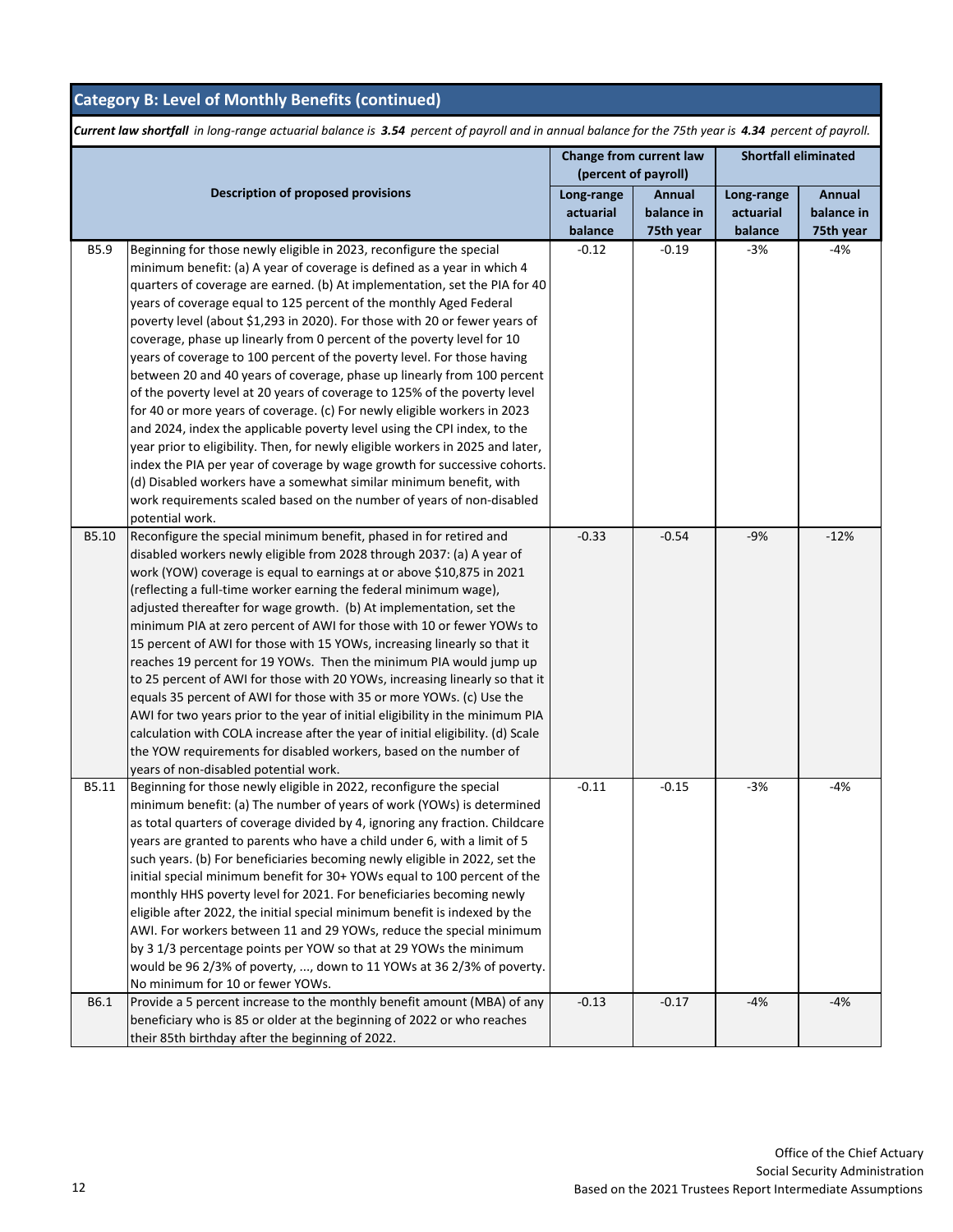## Category B: Level of Monthly Benefits (continued)

***Current law shortfall** in long-range actuarial balance is **3.54** percent of payroll and in annual balance for the 75th year is **4.34** percent of payroll.*

| | Description of proposed provisions | Change from current law (percent of payroll) | | Shortfall eliminated | |
|---|---|---|---|---|---|
| | | Long-range actuarial balance | Annual balance in 75th year | Long-range actuarial balance | Annual balance in 75th year |
| B5.9 | Beginning for those newly eligible in 2023, reconfigure the special minimum benefit: (a) A year of coverage is defined as a year in which 4 quarters of coverage are earned. (b) At implementation, set the PIA for 40 years of coverage equal to 125 percent of the monthly Aged Federal poverty level (about $1,293 in 2020). For those with 20 or fewer years of coverage, phase up linearly from 0 percent of the poverty level for 10 years of coverage to 100 percent of the poverty level. For those having between 20 and 40 years of coverage, phase up linearly from 100 percent of the poverty level at 20 years of coverage to 125% of the poverty level for 40 or more years of coverage. (c) For newly eligible workers in 2023 and 2024, index the applicable poverty level using the CPI index, to the year prior to eligibility. Then, for newly eligible workers in 2025 and later, index the PIA per year of coverage by wage growth for successive cohorts. (d) Disabled workers have a somewhat similar minimum benefit, with work requirements scaled based on the number of years of non-disabled potential work. | -0.12 | -0.19 | -3% | -4% |
| B5.10 | Reconfigure the special minimum benefit, phased in for retired and disabled workers newly eligible from 2028 through 2037: (a) A year of work (YOW) coverage is equal to earnings at or above $10,875 in 2021 (reflecting a full-time worker earning the federal minimum wage), adjusted thereafter for wage growth. (b) At implementation, set the minimum PIA at zero percent of AWI for those with 10 or fewer YOWs to 15 percent of AWI for those with 15 YOWs, increasing linearly so that it reaches 19 percent for 19 YOWs. Then the minimum PIA would jump up to 25 percent of AWI for those with 20 YOWs, increasing linearly so that it equals 35 percent of AWI for those with 35 or more YOWs. (c) Use the AWI for two years prior to the year of initial eligibility in the minimum PIA calculation with COLA increase after the year of initial eligibility. (d) Scale the YOW requirements for disabled workers, based on the number of years of non-disabled potential work. | -0.33 | -0.54 | -9% | -12% |
| B5.11 | Beginning for those newly eligible in 2022, reconfigure the special minimum benefit: (a) The number of years of work (YOWs) is determined as total quarters of coverage divided by 4, ignoring any fraction. Childcare years are granted to parents who have a child under 6, with a limit of 5 such years. (b) For beneficiaries becoming newly eligible in 2022, set the initial special minimum benefit for 30+ YOWs equal to 100 percent of the monthly HHS poverty level for 2021. For beneficiaries becoming newly eligible after 2022, the initial special minimum benefit is indexed by the AWI. For workers between 11 and 29 YOWs, reduce the special minimum by 3 1/3 percentage points per YOW so that at 29 YOWs the minimum would be 96 2/3% of poverty, ..., down to 11 YOWs at 36 2/3% of poverty. No minimum for 10 or fewer YOWs. | -0.11 | -0.15 | -3% | -4% |
| B6.1 | Provide a 5 percent increase to the monthly benefit amount (MBA) of any beneficiary who is 85 or older at the beginning of 2022 or who reaches their 85th birthday after the beginning of 2022. | -0.13 | -0.17 | -4% | -4% |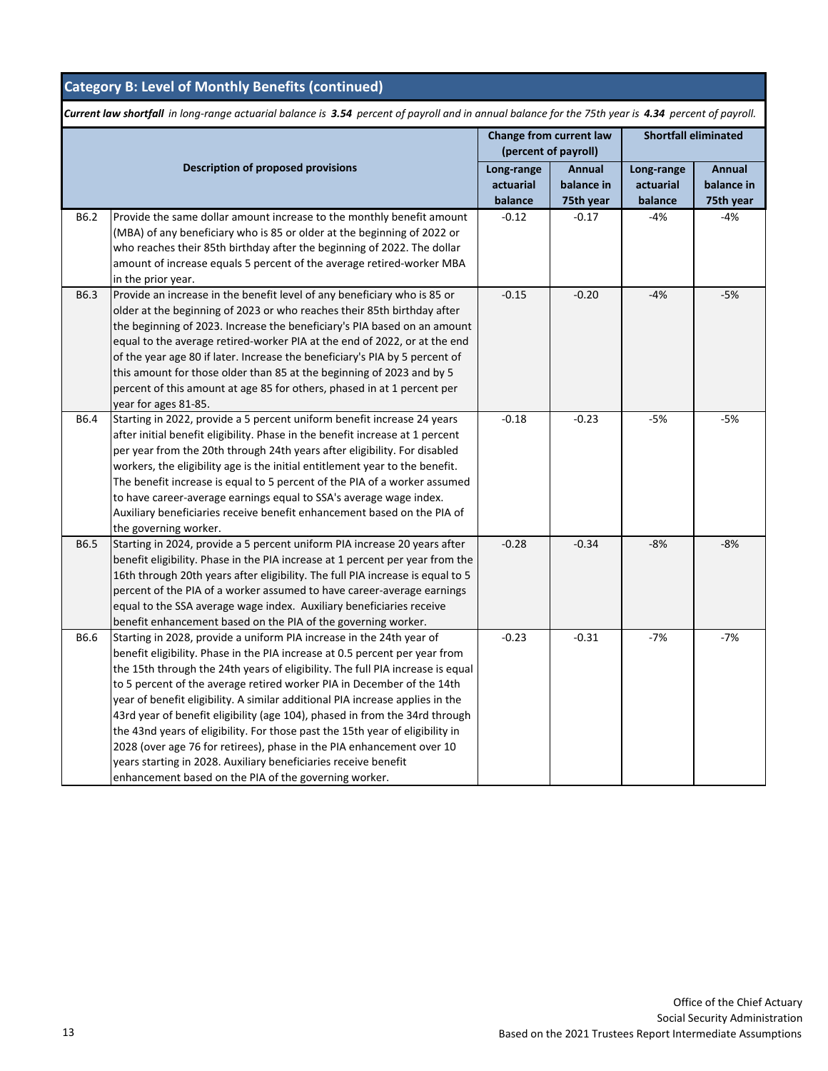## Category B: Level of Monthly Benefits (continued)

***Current law shortfall*** *in long-range actuarial balance is* ***3.54*** *percent of payroll and in annual balance for the 75th year is* ***4.34*** *percent of payroll.*

| | Description of proposed provisions | Change from current law (percent of payroll) | | Shortfall eliminated | |
|---|---|---|---|---|---|
| | | Long-range actuarial balance | Annual balance in 75th year | Long-range actuarial balance | Annual balance in 75th year |
| B6.2 | Provide the same dollar amount increase to the monthly benefit amount (MBA) of any beneficiary who is 85 or older at the beginning of 2022 or who reaches their 85th birthday after the beginning of 2022. The dollar amount of increase equals 5 percent of the average retired-worker MBA in the prior year. | -0.12 | -0.17 | -4% | -4% |
| B6.3 | Provide an increase in the benefit level of any beneficiary who is 85 or older at the beginning of 2023 or who reaches their 85th birthday after the beginning of 2023. Increase the beneficiary's PIA based on an amount equal to the average retired-worker PIA at the end of 2022, or at the end of the year age 80 if later. Increase the beneficiary's PIA by 5 percent of this amount for those older than 85 at the beginning of 2023 and by 5 percent of this amount at age 85 for others, phased in at 1 percent per year for ages 81-85. | -0.15 | -0.20 | -4% | -5% |
| B6.4 | Starting in 2022, provide a 5 percent uniform benefit increase 24 years after initial benefit eligibility. Phase in the benefit increase at 1 percent per year from the 20th through 24th years after eligibility. For disabled workers, the eligibility age is the initial entitlement year to the benefit. The benefit increase is equal to 5 percent of the PIA of a worker assumed to have career-average earnings equal to SSA's average wage index. Auxiliary beneficiaries receive benefit enhancement based on the PIA of the governing worker. | -0.18 | -0.23 | -5% | -5% |
| B6.5 | Starting in 2024, provide a 5 percent uniform PIA increase 20 years after benefit eligibility. Phase in the PIA increase at 1 percent per year from the 16th through 20th years after eligibility. The full PIA increase is equal to 5 percent of the PIA of a worker assumed to have career-average earnings equal to the SSA average wage index. Auxiliary beneficiaries receive benefit enhancement based on the PIA of the governing worker. | -0.28 | -0.34 | -8% | -8% |
| B6.6 | Starting in 2028, provide a uniform PIA increase in the 24th year of benefit eligibility. Phase in the PIA increase at 0.5 percent per year from the 15th through the 24th years of eligibility. The full PIA increase is equal to 5 percent of the average retired worker PIA in December of the 14th year of benefit eligibility. A similar additional PIA increase applies in the 43rd year of benefit eligibility (age 104), phased in from the 34rd through the 43nd years of eligibility. For those past the 15th year of eligibility in 2028 (over age 76 for retirees), phase in the PIA enhancement over 10 years starting in 2028. Auxiliary beneficiaries receive benefit enhancement based on the PIA of the governing worker. | -0.23 | -0.31 | -7% | -7% |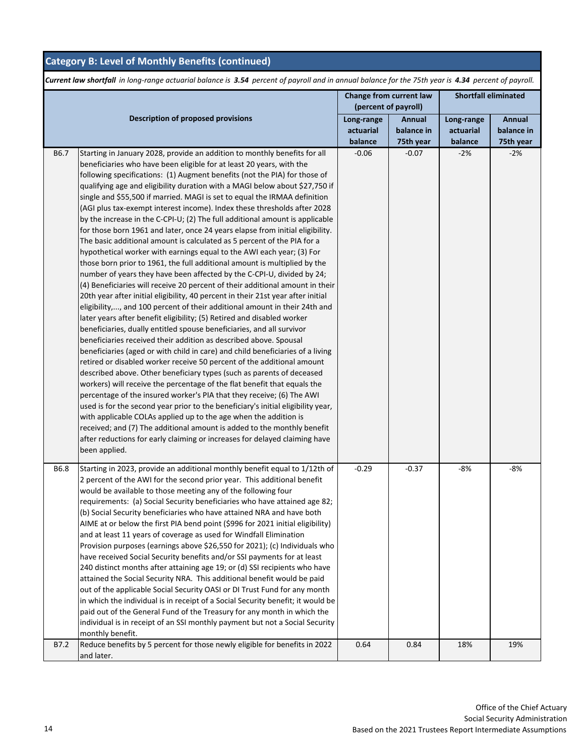## Category B: Level of Monthly Benefits (continued)

***Current law shortfall*** *in long-range actuarial balance is* ***3.54*** *percent of payroll and in annual balance for the 75th year is* ***4.34*** *percent of payroll.*

| | Description of proposed provisions | Change from current law (percent of payroll) | | Shortfall eliminated | |
|---|---|---|---|---|---|
| | | Long-range actuarial balance | Annual balance in 75th year | Long-range actuarial balance | Annual balance in 75th year |
| B6.7 | Starting in January 2028, provide an addition to monthly benefits for all beneficiaries who have been eligible for at least 20 years, with the following specifications: (1) Augment benefits (not the PIA) for those of qualifying age and eligibility duration with a MAGI below about $27,750 if single and $55,500 if married. MAGI is set to equal the IRMAA definition (AGI plus tax-exempt interest income). Index these thresholds after 2028 by the increase in the C-CPI-U; (2) The full additional amount is applicable for those born 1961 and later, once 24 years elapse from initial eligibility. The basic additional amount is calculated as 5 percent of the PIA for a hypothetical worker with earnings equal to the AWI each year; (3) For those born prior to 1961, the full additional amount is multiplied by the number of years they have been affected by the C-CPI-U, divided by 24; (4) Beneficiaries will receive 20 percent of their additional amount in their 20th year after initial eligibility, 40 percent in their 21st year after initial eligibility,..., and 100 percent of their additional amount in their 24th and later years after benefit eligibility; (5) Retired and disabled worker beneficiaries, dually entitled spouse beneficiaries, and all survivor beneficiaries received their addition as described above. Spousal beneficiaries (aged or with child in care) and child beneficiaries of a living retired or disabled worker receive 50 percent of the additional amount described above. Other beneficiary types (such as parents of deceased workers) will receive the percentage of the flat benefit that equals the percentage of the insured worker's PIA that they receive; (6) The AWI used is for the second year prior to the beneficiary's initial eligibility year, with applicable COLAs applied up to the age when the addition is received; and (7) The additional amount is added to the monthly benefit after reductions for early claiming or increases for delayed claiming have been applied. | -0.06 | -0.07 | -2% | -2% |
| B6.8 | Starting in 2023, provide an additional monthly benefit equal to 1/12th of 2 percent of the AWI for the second prior year. This additional benefit would be available to those meeting any of the following four requirements: (a) Social Security beneficiaries who have attained age 82; (b) Social Security beneficiaries who have attained NRA and have both AIME at or below the first PIA bend point ($996 for 2021 initial eligibility) and at least 11 years of coverage as used for Windfall Elimination Provision purposes (earnings above $26,550 for 2021); (c) Individuals who have received Social Security benefits and/or SSI payments for at least 240 distinct months after attaining age 19; or (d) SSI recipients who have attained the Social Security NRA. This additional benefit would be paid out of the applicable Social Security OASI or DI Trust Fund for any month in which the individual is in receipt of a Social Security benefit; it would be paid out of the General Fund of the Treasury for any month in which the individual is in receipt of an SSI monthly payment but not a Social Security monthly benefit. | -0.29 | -0.37 | -8% | -8% |
| B7.2 | Reduce benefits by 5 percent for those newly eligible for benefits in 2022 and later. | 0.64 | 0.84 | 18% | 19% |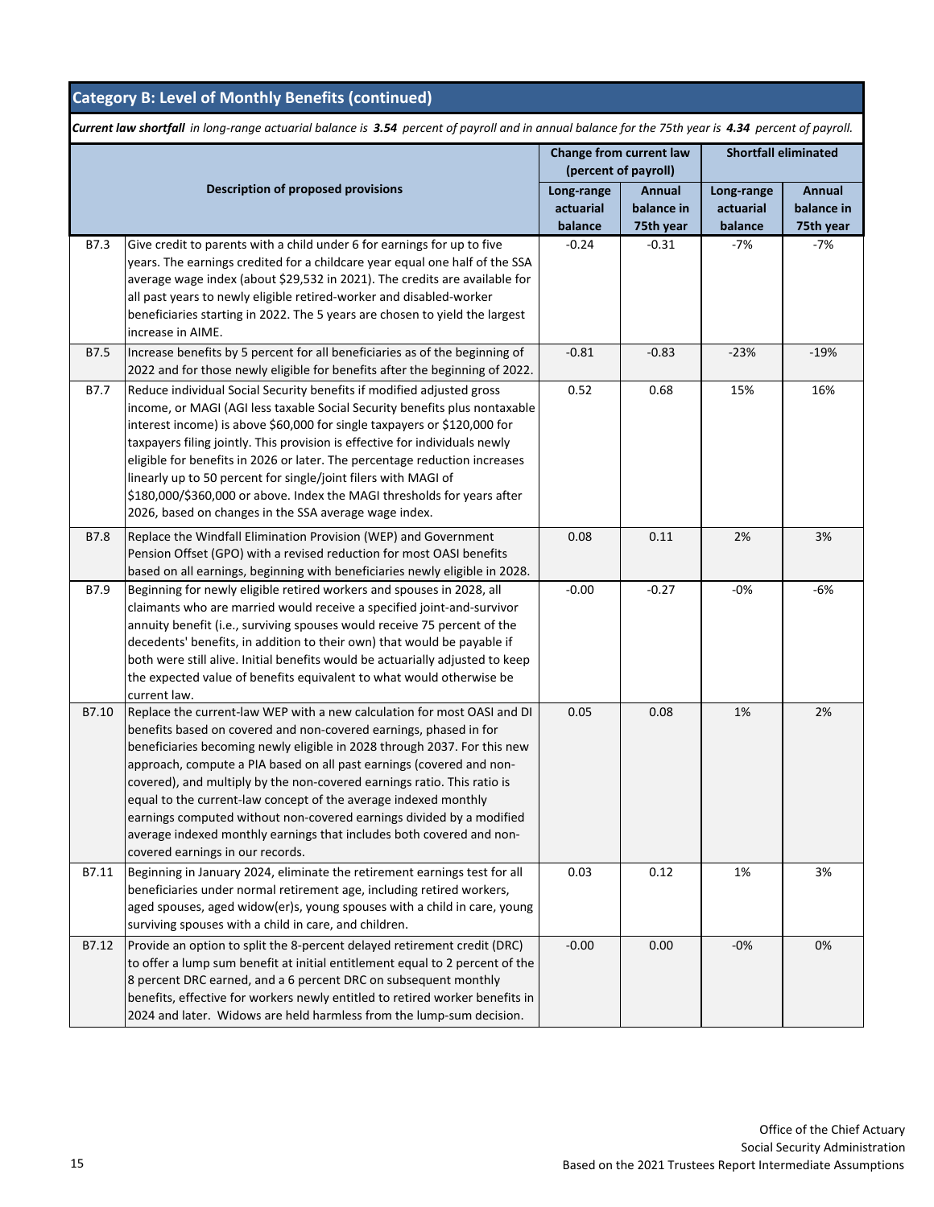## Category B: Level of Monthly Benefits (continued)

***Current law shortfall*** *in long-range actuarial balance is* ***3.54*** *percent of payroll and in annual balance for the 75th year is* ***4.34*** *percent of payroll.*

| | Description of proposed provisions | Change from current law (percent of payroll) | | Shortfall eliminated | |
|---|---|---|---|---|---|
| | | Long-range actuarial balance | Annual balance in 75th year | Long-range actuarial balance | Annual balance in 75th year |
| B7.3 | Give credit to parents with a child under 6 for earnings for up to five years. The earnings credited for a childcare year equal one half of the SSA average wage index (about $29,532 in 2021). The credits are available for all past years to newly eligible retired-worker and disabled-worker beneficiaries starting in 2022. The 5 years are chosen to yield the largest increase in AIME. | -0.24 | -0.31 | -7% | -7% |
| B7.5 | Increase benefits by 5 percent for all beneficiaries as of the beginning of 2022 and for those newly eligible for benefits after the beginning of 2022. | -0.81 | -0.83 | -23% | -19% |
| B7.7 | Reduce individual Social Security benefits if modified adjusted gross income, or MAGI (AGI less taxable Social Security benefits plus nontaxable interest income) is above $60,000 for single taxpayers or $120,000 for taxpayers filing jointly. This provision is effective for individuals newly eligible for benefits in 2026 or later. The percentage reduction increases linearly up to 50 percent for single/joint filers with MAGI of $180,000/$360,000 or above. Index the MAGI thresholds for years after 2026, based on changes in the SSA average wage index. | 0.52 | 0.68 | 15% | 16% |
| B7.8 | Replace the Windfall Elimination Provision (WEP) and Government Pension Offset (GPO) with a revised reduction for most OASI benefits based on all earnings, beginning with beneficiaries newly eligible in 2028. | 0.08 | 0.11 | 2% | 3% |
| B7.9 | Beginning for newly eligible retired workers and spouses in 2028, all claimants who are married would receive a specified joint-and-survivor annuity benefit (i.e., surviving spouses would receive 75 percent of the decedents' benefits, in addition to their own) that would be payable if both were still alive. Initial benefits would be actuarially adjusted to keep the expected value of benefits equivalent to what would otherwise be current law. | -0.00 | -0.27 | -0% | -6% |
| B7.10 | Replace the current-law WEP with a new calculation for most OASI and DI benefits based on covered and non-covered earnings, phased in for beneficiaries becoming newly eligible in 2028 through 2037. For this new approach, compute a PIA based on all past earnings (covered and non-covered), and multiply by the non-covered earnings ratio. This ratio is equal to the current-law concept of the average indexed monthly earnings computed without non-covered earnings divided by a modified average indexed monthly earnings that includes both covered and non-covered earnings in our records. | 0.05 | 0.08 | 1% | 2% |
| B7.11 | Beginning in January 2024, eliminate the retirement earnings test for all beneficiaries under normal retirement age, including retired workers, aged spouses, aged widow(er)s, young spouses with a child in care, young surviving spouses with a child in care, and children. | 0.03 | 0.12 | 1% | 3% |
| B7.12 | Provide an option to split the 8-percent delayed retirement credit (DRC) to offer a lump sum benefit at initial entitlement equal to 2 percent of the 8 percent DRC earned, and a 6 percent DRC on subsequent monthly benefits, effective for workers newly entitled to retired worker benefits in 2024 and later. Widows are held harmless from the lump-sum decision. | -0.00 | 0.00 | -0% | 0% |

Office of the Chief Actuary
Social Security Administration
Based on the 2021 Trustees Report Intermediate Assumptions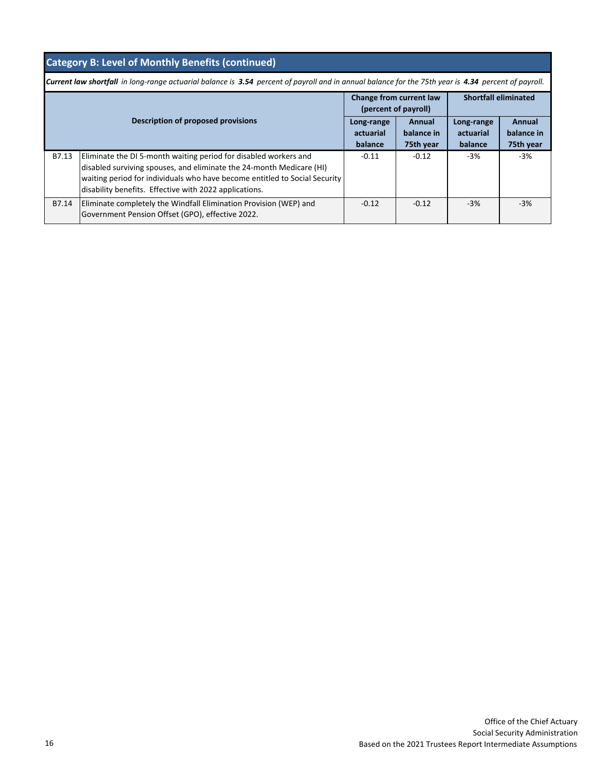## Category B: Level of Monthly Benefits (continued)

***Current law shortfall*** *in long-range actuarial balance is* ***3.54*** *percent of payroll and in annual balance for the 75th year is* ***4.34*** *percent of payroll.*

| | Description of proposed provisions | Change from current law (percent of payroll) | | Shortfall eliminated | |
|---|---|---|---|---|---|
| | | Long-range actuarial balance | Annual balance in 75th year | Long-range actuarial balance | Annual balance in 75th year |
| B7.13 | Eliminate the DI 5-month waiting period for disabled workers and disabled surviving spouses, and eliminate the 24-month Medicare (HI) waiting period for individuals who have become entitled to Social Security disability benefits. Effective with 2022 applications. | -0.11 | -0.12 | -3% | -3% |
| B7.14 | Eliminate completely the Windfall Elimination Provision (WEP) and Government Pension Offset (GPO), effective 2022. | -0.12 | -0.12 | -3% | -3% |

Office of the Chief Actuary
Social Security Administration
Based on the 2021 Trustees Report Intermediate Assumptions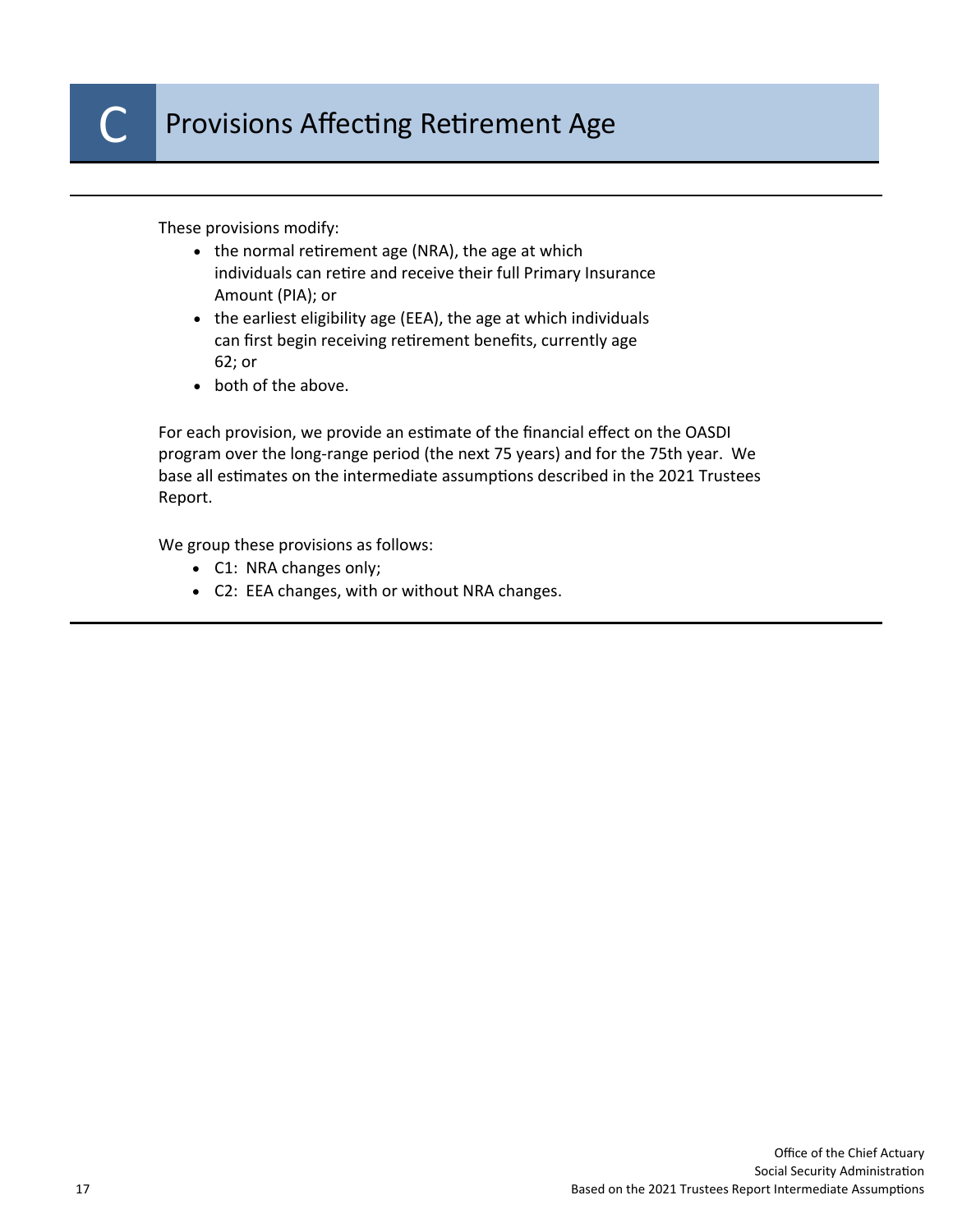# C Provisions Affecting Retirement Age

These provisions modify:

- the normal retirement age (NRA), the age at which individuals can retire and receive their full Primary Insurance Amount (PIA); or
- the earliest eligibility age (EEA), the age at which individuals can first begin receiving retirement benefits, currently age 62; or
- both of the above.

For each provision, we provide an estimate of the financial effect on the OASDI program over the long-range period (the next 75 years) and for the 75th year. We base all estimates on the intermediate assumptions described in the 2021 Trustees Report.

We group these provisions as follows:

- C1: NRA changes only;
- C2: EEA changes, with or without NRA changes.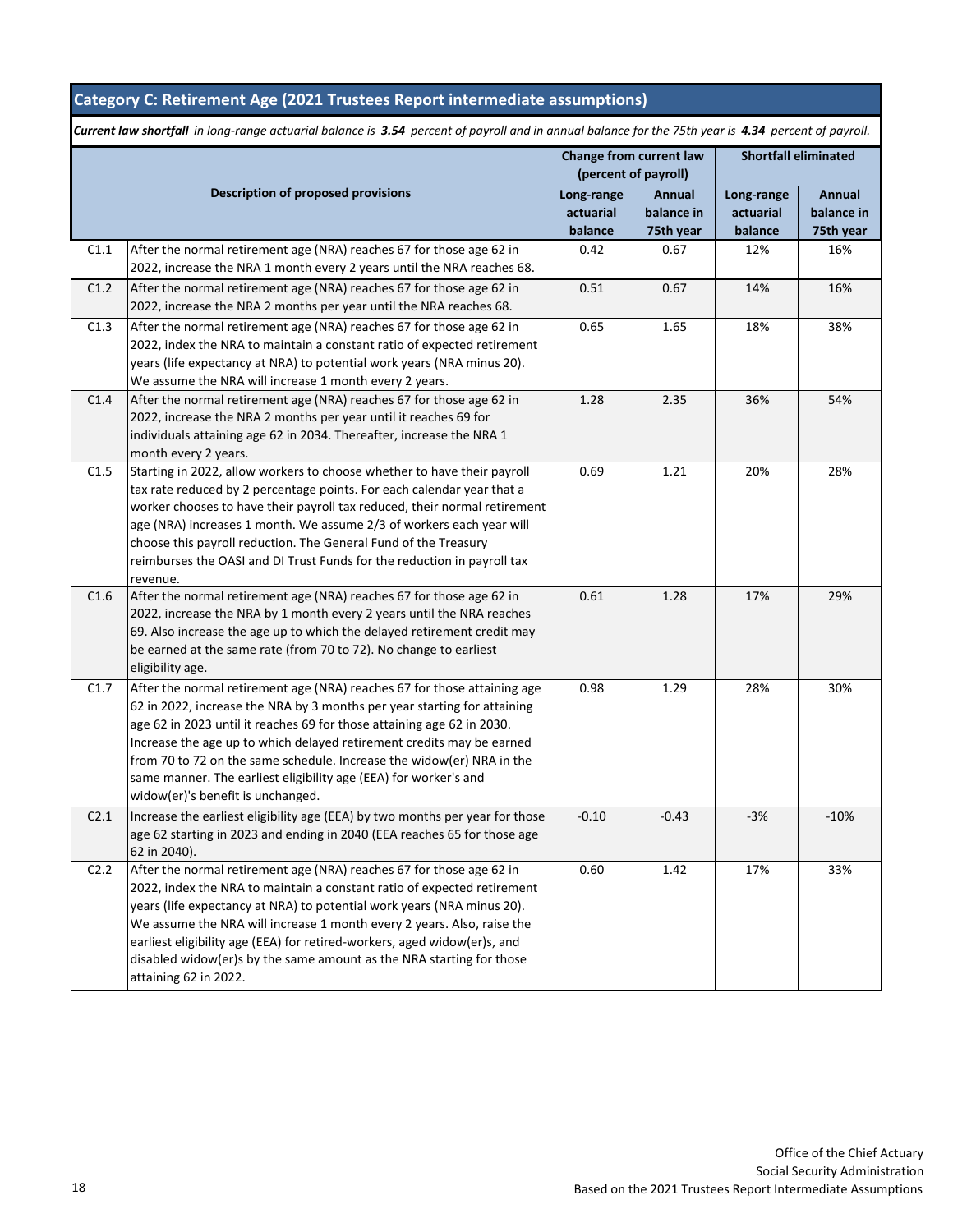## Category C: Retirement Age (2021 Trustees Report intermediate assumptions)

***Current law shortfall*** *in long-range actuarial balance is* ***3.54*** *percent of payroll and in annual balance for the 75th year is* ***4.34*** *percent of payroll.*

| | Description of proposed provisions | Change from current law (percent of payroll) | | Shortfall eliminated | |
|---|---|---|---|---|---|
| | | Long-range actuarial balance | Annual balance in 75th year | Long-range actuarial balance | Annual balance in 75th year |
| C1.1 | After the normal retirement age (NRA) reaches 67 for those age 62 in 2022, increase the NRA 1 month every 2 years until the NRA reaches 68. | 0.42 | 0.67 | 12% | 16% |
| C1.2 | After the normal retirement age (NRA) reaches 67 for those age 62 in 2022, increase the NRA 2 months per year until the NRA reaches 68. | 0.51 | 0.67 | 14% | 16% |
| C1.3 | After the normal retirement age (NRA) reaches 67 for those age 62 in 2022, index the NRA to maintain a constant ratio of expected retirement years (life expectancy at NRA) to potential work years (NRA minus 20). We assume the NRA will increase 1 month every 2 years. | 0.65 | 1.65 | 18% | 38% |
| C1.4 | After the normal retirement age (NRA) reaches 67 for those age 62 in 2022, increase the NRA 2 months per year until it reaches 69 for individuals attaining age 62 in 2034. Thereafter, increase the NRA 1 month every 2 years. | 1.28 | 2.35 | 36% | 54% |
| C1.5 | Starting in 2022, allow workers to choose whether to have their payroll tax rate reduced by 2 percentage points. For each calendar year that a worker chooses to have their payroll tax reduced, their normal retirement age (NRA) increases 1 month. We assume 2/3 of workers each year will choose this payroll reduction. The General Fund of the Treasury reimburses the OASI and DI Trust Funds for the reduction in payroll tax revenue. | 0.69 | 1.21 | 20% | 28% |
| C1.6 | After the normal retirement age (NRA) reaches 67 for those age 62 in 2022, increase the NRA by 1 month every 2 years until the NRA reaches 69. Also increase the age up to which the delayed retirement credit may be earned at the same rate (from 70 to 72). No change to earliest eligibility age. | 0.61 | 1.28 | 17% | 29% |
| C1.7 | After the normal retirement age (NRA) reaches 67 for those attaining age 62 in 2022, increase the NRA by 3 months per year starting for attaining age 62 in 2023 until it reaches 69 for those attaining age 62 in 2030. Increase the age up to which delayed retirement credits may be earned from 70 to 72 on the same schedule. Increase the widow(er) NRA in the same manner. The earliest eligibility age (EEA) for worker's and widow(er)'s benefit is unchanged. | 0.98 | 1.29 | 28% | 30% |
| C2.1 | Increase the earliest eligibility age (EEA) by two months per year for those age 62 starting in 2023 and ending in 2040 (EEA reaches 65 for those age 62 in 2040). | -0.10 | -0.43 | -3% | -10% |
| C2.2 | After the normal retirement age (NRA) reaches 67 for those age 62 in 2022, index the NRA to maintain a constant ratio of expected retirement years (life expectancy at NRA) to potential work years (NRA minus 20). We assume the NRA will increase 1 month every 2 years. Also, raise the earliest eligibility age (EEA) for retired-workers, aged widow(er)s, and disabled widow(er)s by the same amount as the NRA starting for those attaining 62 in 2022. | 0.60 | 1.42 | 17% | 33% |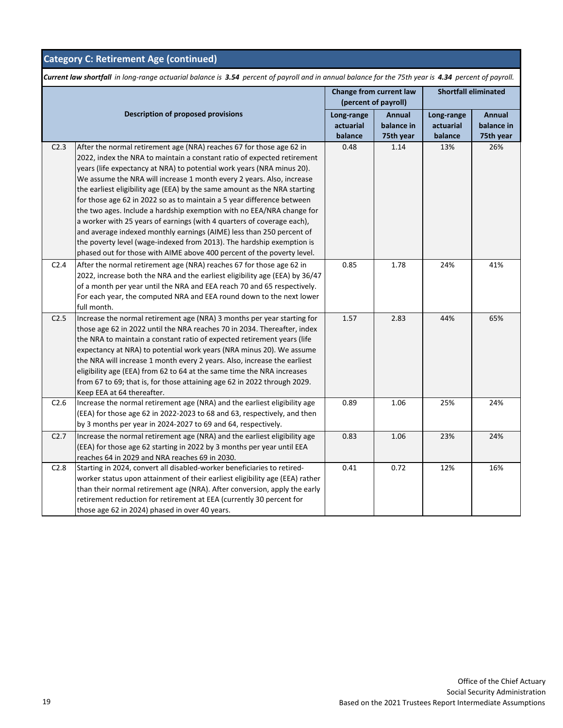## Category C: Retirement Age (continued)

***Current law shortfall*** *in long-range actuarial balance is* ***3.54*** *percent of payroll and in annual balance for the 75th year is* ***4.34*** *percent of payroll.*

| | Description of proposed provisions | Change from current law (percent of payroll) | | Shortfall eliminated | |
|---|---|---|---|---|---|
| | | Long-range actuarial balance | Annual balance in 75th year | Long-range actuarial balance | Annual balance in 75th year |
| C2.3 | After the normal retirement age (NRA) reaches 67 for those age 62 in 2022, index the NRA to maintain a constant ratio of expected retirement years (life expectancy at NRA) to potential work years (NRA minus 20). We assume the NRA will increase 1 month every 2 years. Also, increase the earliest eligibility age (EEA) by the same amount as the NRA starting for those age 62 in 2022 so as to maintain a 5 year difference between the two ages. Include a hardship exemption with no EEA/NRA change for a worker with 25 years of earnings (with 4 quarters of coverage each), and average indexed monthly earnings (AIME) less than 250 percent of the poverty level (wage-indexed from 2013). The hardship exemption is phased out for those with AIME above 400 percent of the poverty level. | 0.48 | 1.14 | 13% | 26% |
| C2.4 | After the normal retirement age (NRA) reaches 67 for those age 62 in 2022, increase both the NRA and the earliest eligibility age (EEA) by 36/47 of a month per year until the NRA and EEA reach 70 and 65 respectively. For each year, the computed NRA and EEA round down to the next lower full month. | 0.85 | 1.78 | 24% | 41% |
| C2.5 | Increase the normal retirement age (NRA) 3 months per year starting for those age 62 in 2022 until the NRA reaches 70 in 2034. Thereafter, index the NRA to maintain a constant ratio of expected retirement years (life expectancy at NRA) to potential work years (NRA minus 20). We assume the NRA will increase 1 month every 2 years. Also, increase the earliest eligibility age (EEA) from 62 to 64 at the same time the NRA increases from 67 to 69; that is, for those attaining age 62 in 2022 through 2029. Keep EEA at 64 thereafter. | 1.57 | 2.83 | 44% | 65% |
| C2.6 | Increase the normal retirement age (NRA) and the earliest eligibility age (EEA) for those age 62 in 2022-2023 to 68 and 63, respectively, and then by 3 months per year in 2024-2027 to 69 and 64, respectively. | 0.89 | 1.06 | 25% | 24% |
| C2.7 | Increase the normal retirement age (NRA) and the earliest eligibility age (EEA) for those age 62 starting in 2022 by 3 months per year until EEA reaches 64 in 2029 and NRA reaches 69 in 2030. | 0.83 | 1.06 | 23% | 24% |
| C2.8 | Starting in 2024, convert all disabled-worker beneficiaries to retired-worker status upon attainment of their earliest eligibility age (EEA) rather than their normal retirement age (NRA). After conversion, apply the early retirement reduction for retirement at EEA (currently 30 percent for those age 62 in 2024) phased in over 40 years. | 0.41 | 0.72 | 12% | 16% |

Office of the Chief Actuary
Social Security Administration
Based on the 2021 Trustees Report Intermediate Assumptions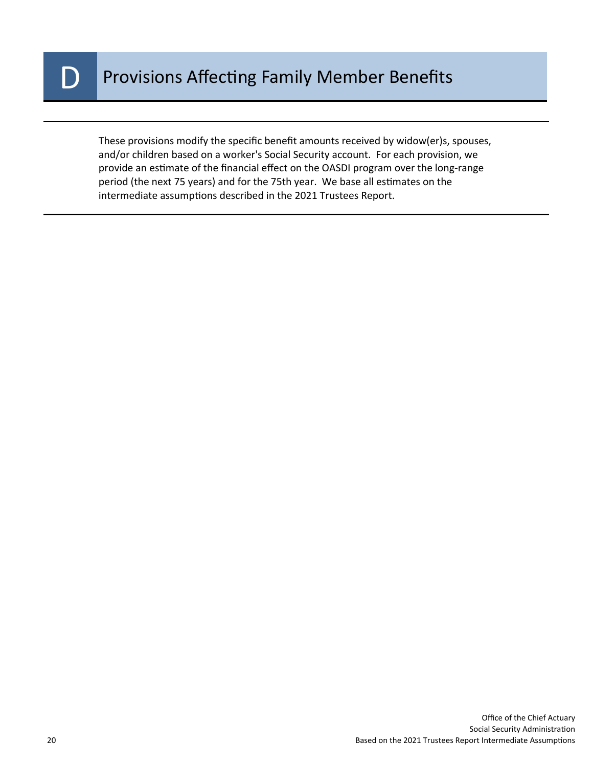# D Provisions Affecting Family Member Benefits

These provisions modify the specific benefit amounts received by widow(er)s, spouses, and/or children based on a worker's Social Security account. For each provision, we provide an estimate of the financial effect on the OASDI program over the long-range period (the next 75 years) and for the 75th year. We base all estimates on the intermediate assumptions described in the 2021 Trustees Report.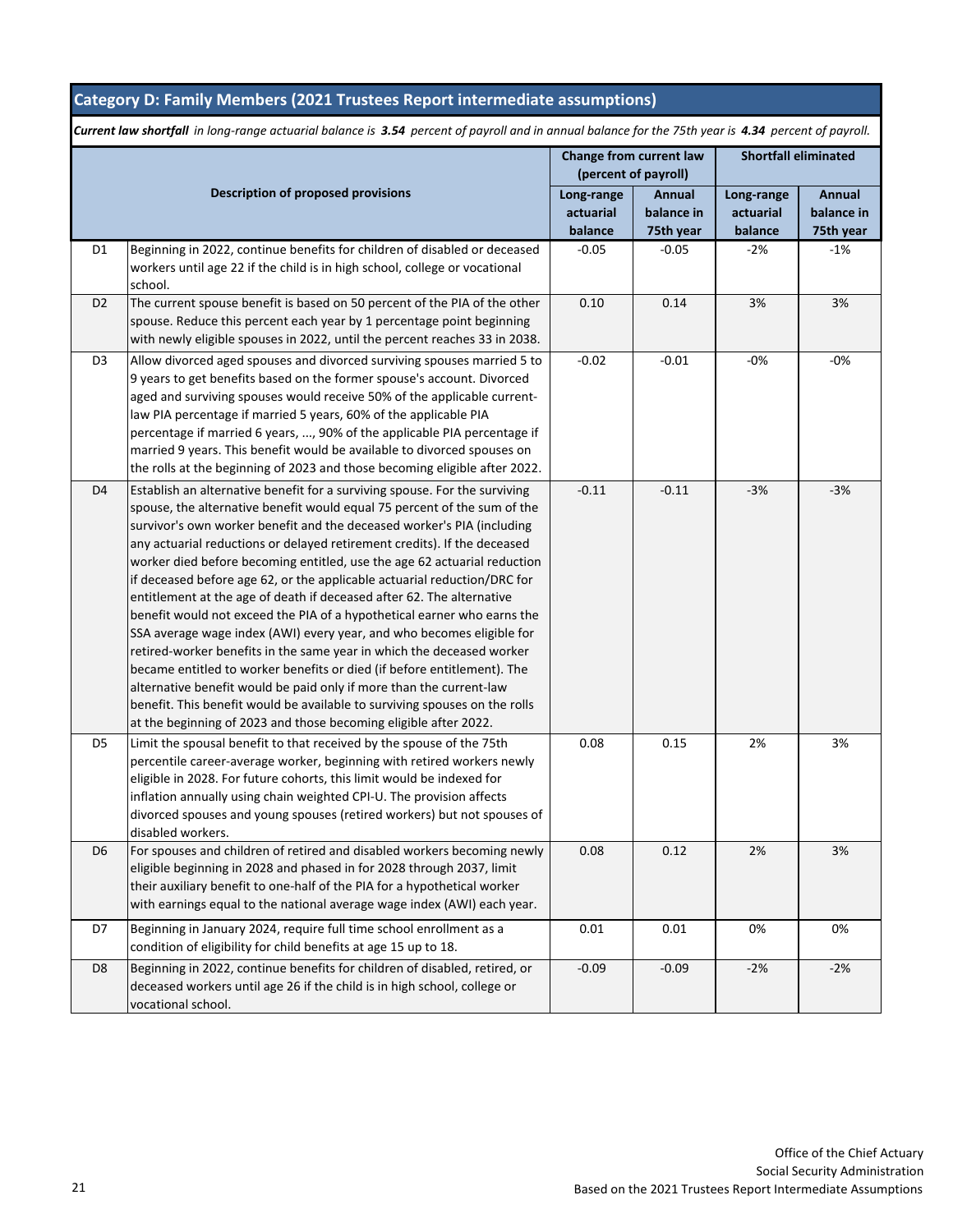## Category D: Family Members (2021 Trustees Report intermediate assumptions)

***Current law shortfall** in long-range actuarial balance is **3.54** percent of payroll and in annual balance for the 75th year is **4.34** percent of payroll.*

| | Description of proposed provisions | Change from current law (percent of payroll) | | Shortfall eliminated | |
|---|---|---|---|---|---|
| | | Long-range actuarial balance | Annual balance in 75th year | Long-range actuarial balance | Annual balance in 75th year |
| D1 | Beginning in 2022, continue benefits for children of disabled or deceased workers until age 22 if the child is in high school, college or vocational school. | -0.05 | -0.05 | -2% | -1% |
| D2 | The current spouse benefit is based on 50 percent of the PIA of the other spouse. Reduce this percent each year by 1 percentage point beginning with newly eligible spouses in 2022, until the percent reaches 33 in 2038. | 0.10 | 0.14 | 3% | 3% |
| D3 | Allow divorced aged spouses and divorced surviving spouses married 5 to 9 years to get benefits based on the former spouse's account. Divorced aged and surviving spouses would receive 50% of the applicable current-law PIA percentage if married 5 years, 60% of the applicable PIA percentage if married 6 years, ..., 90% of the applicable PIA percentage if married 9 years. This benefit would be available to divorced spouses on the rolls at the beginning of 2023 and those becoming eligible after 2022. | -0.02 | -0.01 | -0% | -0% |
| D4 | Establish an alternative benefit for a surviving spouse. For the surviving spouse, the alternative benefit would equal 75 percent of the sum of the survivor's own worker benefit and the deceased worker's PIA (including any actuarial reductions or delayed retirement credits). If the deceased worker died before becoming entitled, use the age 62 actuarial reduction if deceased before age 62, or the applicable actuarial reduction/DRC for entitlement at the age of death if deceased after 62. The alternative benefit would not exceed the PIA of a hypothetical earner who earns the SSA average wage index (AWI) every year, and who becomes eligible for retired-worker benefits in the same year in which the deceased worker became entitled to worker benefits or died (if before entitlement). The alternative benefit would be paid only if more than the current-law benefit. This benefit would be available to surviving spouses on the rolls at the beginning of 2023 and those becoming eligible after 2022. | -0.11 | -0.11 | -3% | -3% |
| D5 | Limit the spousal benefit to that received by the spouse of the 75th percentile career-average worker, beginning with retired workers newly eligible in 2028. For future cohorts, this limit would be indexed for inflation annually using chain weighted CPI-U. The provision affects divorced spouses and young spouses (retired workers) but not spouses of disabled workers. | 0.08 | 0.15 | 2% | 3% |
| D6 | For spouses and children of retired and disabled workers becoming newly eligible beginning in 2028 and phased in for 2028 through 2037, limit their auxiliary benefit to one-half of the PIA for a hypothetical worker with earnings equal to the national average wage index (AWI) each year. | 0.08 | 0.12 | 2% | 3% |
| D7 | Beginning in January 2024, require full time school enrollment as a condition of eligibility for child benefits at age 15 up to 18. | 0.01 | 0.01 | 0% | 0% |
| D8 | Beginning in 2022, continue benefits for children of disabled, retired, or deceased workers until age 26 if the child is in high school, college or vocational school. | -0.09 | -0.09 | -2% | -2% |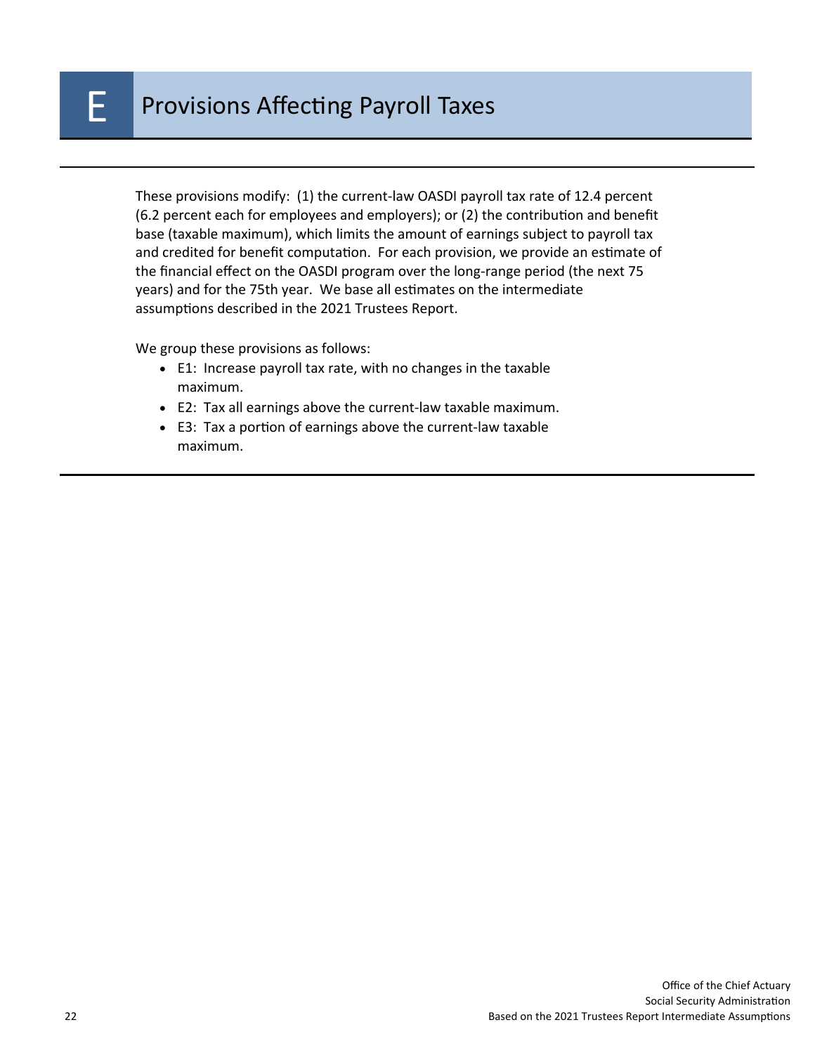# E Provisions Affecting Payroll Taxes

These provisions modify: (1) the current-law OASDI payroll tax rate of 12.4 percent (6.2 percent each for employees and employers); or (2) the contribution and benefit base (taxable maximum), which limits the amount of earnings subject to payroll tax and credited for benefit computation. For each provision, we provide an estimate of the financial effect on the OASDI program over the long-range period (the next 75 years) and for the 75th year. We base all estimates on the intermediate assumptions described in the 2021 Trustees Report.

We group these provisions as follows:

- E1: Increase payroll tax rate, with no changes in the taxable maximum.
- E2: Tax all earnings above the current-law taxable maximum.
- E3: Tax a portion of earnings above the current-law taxable maximum.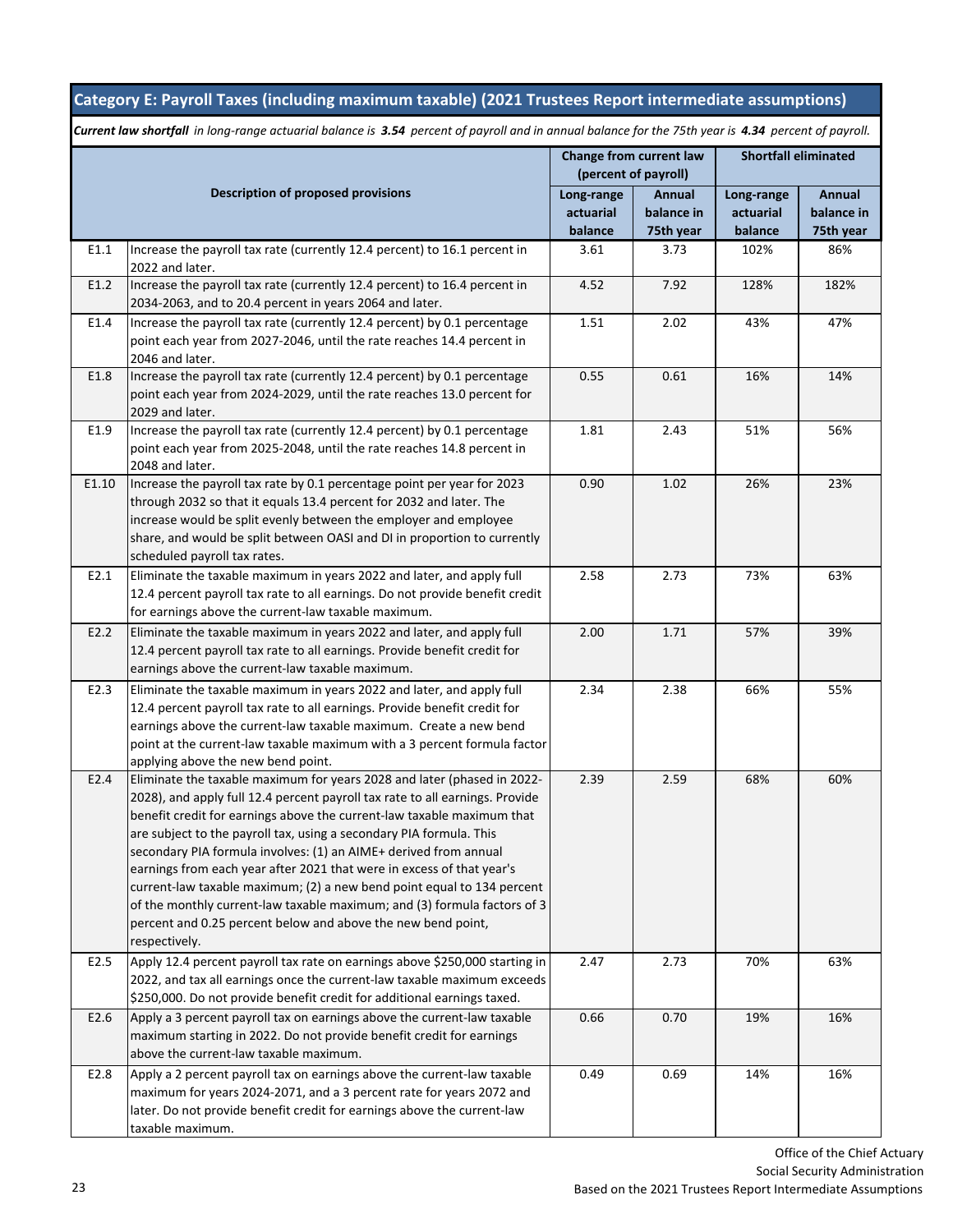## Category E: Payroll Taxes (including maximum taxable) (2021 Trustees Report intermediate assumptions)

***Current law shortfall*** *in long-range actuarial balance is **3.54** percent of payroll and in annual balance for the 75th year is **4.34** percent of payroll.*

| | Description of proposed provisions | Change from current law (percent of payroll) | | Shortfall eliminated | |
|---|---|---|---|---|---|
| | | Long-range actuarial balance | Annual balance in 75th year | Long-range actuarial balance | Annual balance in 75th year |
| E1.1 | Increase the payroll tax rate (currently 12.4 percent) to 16.1 percent in 2022 and later. | 3.61 | 3.73 | 102% | 86% |
| E1.2 | Increase the payroll tax rate (currently 12.4 percent) to 16.4 percent in 2034-2063, and to 20.4 percent in years 2064 and later. | 4.52 | 7.92 | 128% | 182% |
| E1.4 | Increase the payroll tax rate (currently 12.4 percent) by 0.1 percentage point each year from 2027-2046, until the rate reaches 14.4 percent in 2046 and later. | 1.51 | 2.02 | 43% | 47% |
| E1.8 | Increase the payroll tax rate (currently 12.4 percent) by 0.1 percentage point each year from 2024-2029, until the rate reaches 13.0 percent for 2029 and later. | 0.55 | 0.61 | 16% | 14% |
| E1.9 | Increase the payroll tax rate (currently 12.4 percent) by 0.1 percentage point each year from 2025-2048, until the rate reaches 14.8 percent in 2048 and later. | 1.81 | 2.43 | 51% | 56% |
| E1.10 | Increase the payroll tax rate by 0.1 percentage point per year for 2023 through 2032 so that it equals 13.4 percent for 2032 and later. The increase would be split evenly between the employer and employee share, and would be split between OASI and DI in proportion to currently scheduled payroll tax rates. | 0.90 | 1.02 | 26% | 23% |
| E2.1 | Eliminate the taxable maximum in years 2022 and later, and apply full 12.4 percent payroll tax rate to all earnings. Do not provide benefit credit for earnings above the current-law taxable maximum. | 2.58 | 2.73 | 73% | 63% |
| E2.2 | Eliminate the taxable maximum in years 2022 and later, and apply full 12.4 percent payroll tax rate to all earnings. Provide benefit credit for earnings above the current-law taxable maximum. | 2.00 | 1.71 | 57% | 39% |
| E2.3 | Eliminate the taxable maximum in years 2022 and later, and apply full 12.4 percent payroll tax rate to all earnings. Provide benefit credit for earnings above the current-law taxable maximum. Create a new bend point at the current-law taxable maximum with a 3 percent formula factor applying above the new bend point. | 2.34 | 2.38 | 66% | 55% |
| E2.4 | Eliminate the taxable maximum for years 2028 and later (phased in 2022-2028), and apply full 12.4 percent payroll tax rate to all earnings. Provide benefit credit for earnings above the current-law taxable maximum that are subject to the payroll tax, using a secondary PIA formula. This secondary PIA formula involves: (1) an AIME+ derived from annual earnings from each year after 2021 that were in excess of that year's current-law taxable maximum; (2) a new bend point equal to 134 percent of the monthly current-law taxable maximum; and (3) formula factors of 3 percent and 0.25 percent below and above the new bend point, respectively. | 2.39 | 2.59 | 68% | 60% |
| E2.5 | Apply 12.4 percent payroll tax rate on earnings above $250,000 starting in 2022, and tax all earnings once the current-law taxable maximum exceeds $250,000. Do not provide benefit credit for additional earnings taxed. | 2.47 | 2.73 | 70% | 63% |
| E2.6 | Apply a 3 percent payroll tax on earnings above the current-law taxable maximum starting in 2022. Do not provide benefit credit for earnings above the current-law taxable maximum. | 0.66 | 0.70 | 19% | 16% |
| E2.8 | Apply a 2 percent payroll tax on earnings above the current-law taxable maximum for years 2024-2071, and a 3 percent rate for years 2072 and later. Do not provide benefit credit for earnings above the current-law taxable maximum. | 0.49 | 0.69 | 14% | 16% |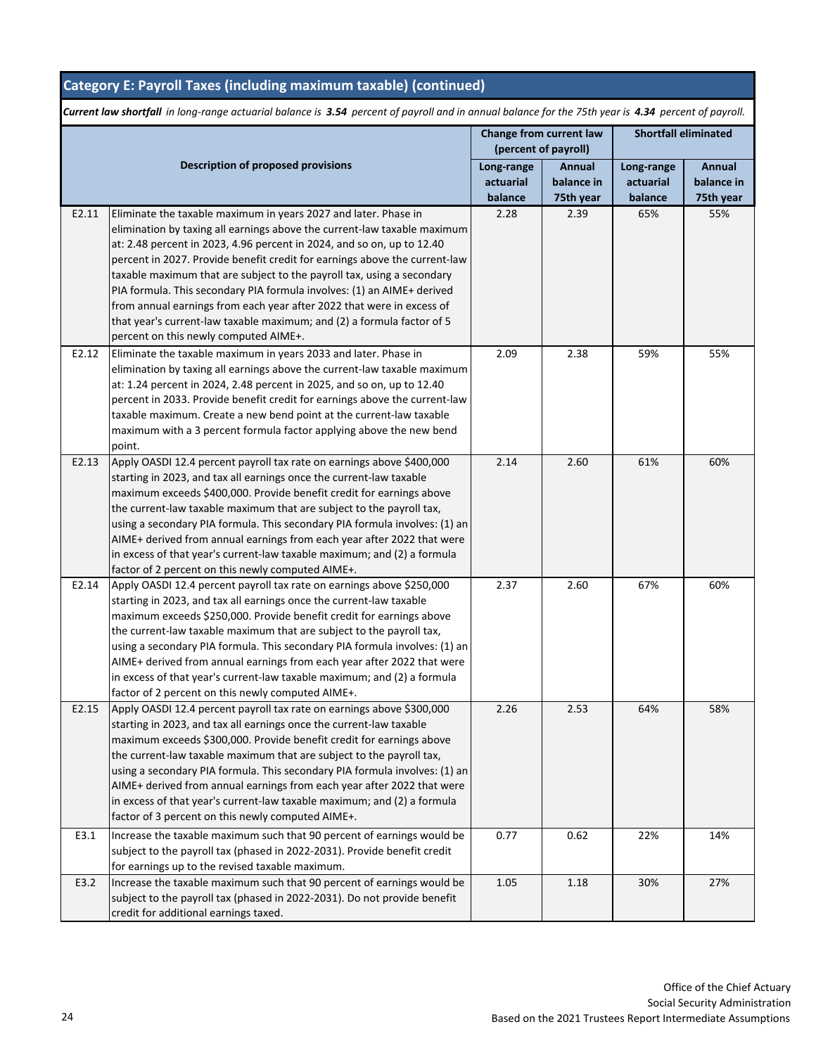## Category E: Payroll Taxes (including maximum taxable) (continued)

***Current law shortfall** in long-range actuarial balance is **3.54** percent of payroll and in annual balance for the 75th year is **4.34** percent of payroll.*

| | Description of proposed provisions | Change from current law (percent of payroll) | | Shortfall eliminated | |
|---|---|---|---|---|---|
| | | Long-range actuarial balance | Annual balance in 75th year | Long-range actuarial balance | Annual balance in 75th year |
| E2.11 | Eliminate the taxable maximum in years 2027 and later. Phase in elimination by taxing all earnings above the current-law taxable maximum at: 2.48 percent in 2023, 4.96 percent in 2024, and so on, up to 12.40 percent in 2027. Provide benefit credit for earnings above the current-law taxable maximum that are subject to the payroll tax, using a secondary PIA formula. This secondary PIA formula involves: (1) an AIME+ derived from annual earnings from each year after 2022 that were in excess of that year's current-law taxable maximum; and (2) a formula factor of 5 percent on this newly computed AIME+. | 2.28 | 2.39 | 65% | 55% |
| E2.12 | Eliminate the taxable maximum in years 2033 and later. Phase in elimination by taxing all earnings above the current-law taxable maximum at: 1.24 percent in 2024, 2.48 percent in 2025, and so on, up to 12.40 percent in 2033. Provide benefit credit for earnings above the current-law taxable maximum. Create a new bend point at the current-law taxable maximum with a 3 percent formula factor applying above the new bend point. | 2.09 | 2.38 | 59% | 55% |
| E2.13 | Apply OASDI 12.4 percent payroll tax rate on earnings above $400,000 starting in 2023, and tax all earnings once the current-law taxable maximum exceeds $400,000. Provide benefit credit for earnings above the current-law taxable maximum that are subject to the payroll tax, using a secondary PIA formula. This secondary PIA formula involves: (1) an AIME+ derived from annual earnings from each year after 2022 that were in excess of that year's current-law taxable maximum; and (2) a formula factor of 2 percent on this newly computed AIME+. | 2.14 | 2.60 | 61% | 60% |
| E2.14 | Apply OASDI 12.4 percent payroll tax rate on earnings above $250,000 starting in 2023, and tax all earnings once the current-law taxable maximum exceeds $250,000. Provide benefit credit for earnings above the current-law taxable maximum that are subject to the payroll tax, using a secondary PIA formula. This secondary PIA formula involves: (1) an AIME+ derived from annual earnings from each year after 2022 that were in excess of that year's current-law taxable maximum; and (2) a formula factor of 2 percent on this newly computed AIME+. | 2.37 | 2.60 | 67% | 60% |
| E2.15 | Apply OASDI 12.4 percent payroll tax rate on earnings above $300,000 starting in 2023, and tax all earnings once the current-law taxable maximum exceeds $300,000. Provide benefit credit for earnings above the current-law taxable maximum that are subject to the payroll tax, using a secondary PIA formula. This secondary PIA formula involves: (1) an AIME+ derived from annual earnings from each year after 2022 that were in excess of that year's current-law taxable maximum; and (2) a formula factor of 3 percent on this newly computed AIME+. | 2.26 | 2.53 | 64% | 58% |
| E3.1 | Increase the taxable maximum such that 90 percent of earnings would be subject to the payroll tax (phased in 2022-2031). Provide benefit credit for earnings up to the revised taxable maximum. | 0.77 | 0.62 | 22% | 14% |
| E3.2 | Increase the taxable maximum such that 90 percent of earnings would be subject to the payroll tax (phased in 2022-2031). Do not provide benefit credit for additional earnings taxed. | 1.05 | 1.18 | 30% | 27% |

Office of the Chief Actuary
Social Security Administration
Based on the 2021 Trustees Report Intermediate Assumptions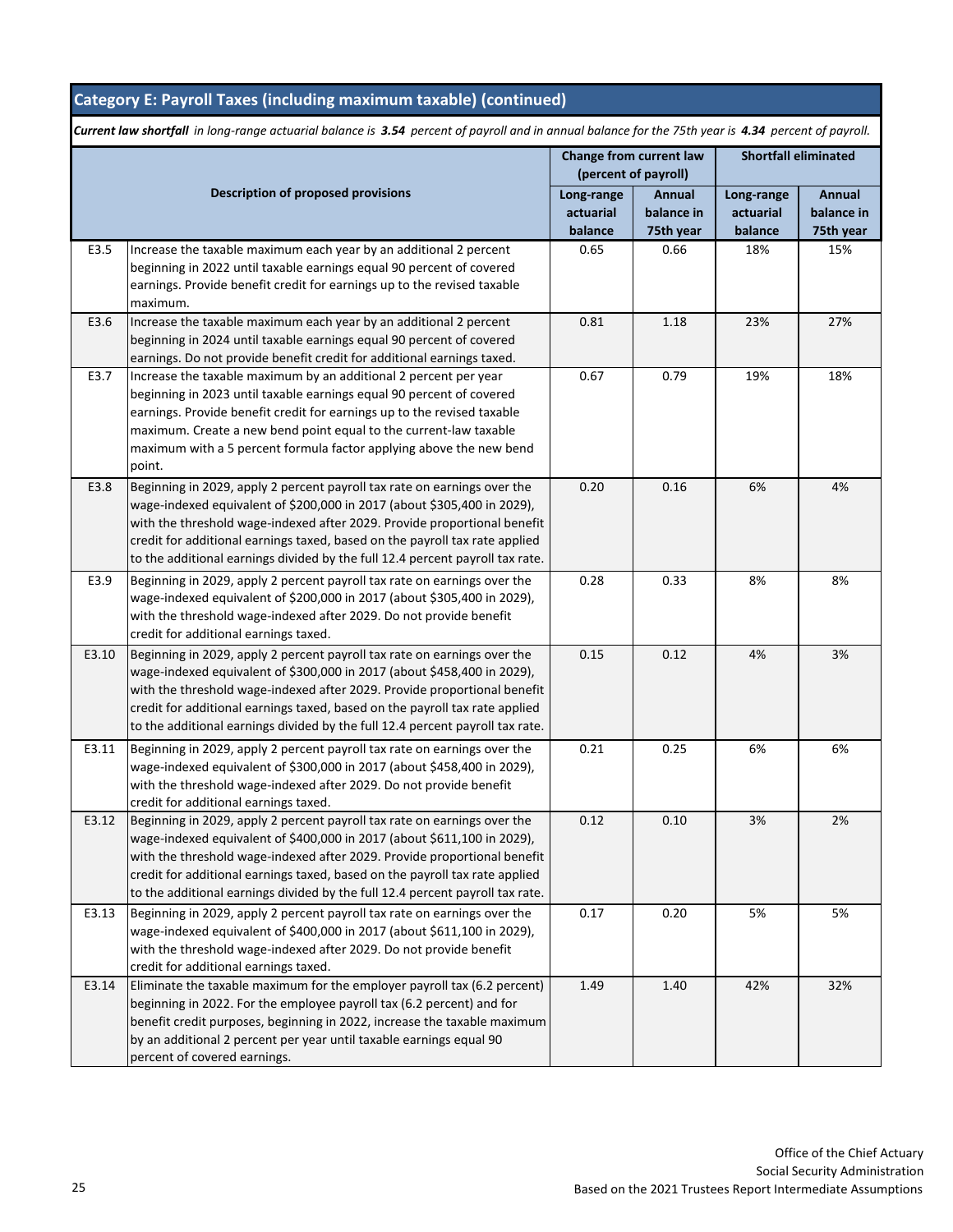## Category E: Payroll Taxes (including maximum taxable) (continued)

***Current law shortfall*** *in long-range actuarial balance is* ***3.54*** *percent of payroll and in annual balance for the 75th year is* ***4.34*** *percent of payroll.*

| | Description of proposed provisions | Change from current law (percent of payroll) | | Shortfall eliminated | |
|---|---|---|---|---|---|
| | | Long-range actuarial balance | Annual balance in 75th year | Long-range actuarial balance | Annual balance in 75th year |
| E3.5 | Increase the taxable maximum each year by an additional 2 percent beginning in 2022 until taxable earnings equal 90 percent of covered earnings. Provide benefit credit for earnings up to the revised taxable maximum. | 0.65 | 0.66 | 18% | 15% |
| E3.6 | Increase the taxable maximum each year by an additional 2 percent beginning in 2024 until taxable earnings equal 90 percent of covered earnings. Do not provide benefit credit for additional earnings taxed. | 0.81 | 1.18 | 23% | 27% |
| E3.7 | Increase the taxable maximum by an additional 2 percent per year beginning in 2023 until taxable earnings equal 90 percent of covered earnings. Provide benefit credit for earnings up to the revised taxable maximum. Create a new bend point equal to the current-law taxable maximum with a 5 percent formula factor applying above the new bend point. | 0.67 | 0.79 | 19% | 18% |
| E3.8 | Beginning in 2029, apply 2 percent payroll tax rate on earnings over the wage-indexed equivalent of $200,000 in 2017 (about $305,400 in 2029), with the threshold wage-indexed after 2029. Provide proportional benefit credit for additional earnings taxed, based on the payroll tax rate applied to the additional earnings divided by the full 12.4 percent payroll tax rate. | 0.20 | 0.16 | 6% | 4% |
| E3.9 | Beginning in 2029, apply 2 percent payroll tax rate on earnings over the wage-indexed equivalent of $200,000 in 2017 (about $305,400 in 2029), with the threshold wage-indexed after 2029. Do not provide benefit credit for additional earnings taxed. | 0.28 | 0.33 | 8% | 8% |
| E3.10 | Beginning in 2029, apply 2 percent payroll tax rate on earnings over the wage-indexed equivalent of $300,000 in 2017 (about $458,400 in 2029), with the threshold wage-indexed after 2029. Provide proportional benefit credit for additional earnings taxed, based on the payroll tax rate applied to the additional earnings divided by the full 12.4 percent payroll tax rate. | 0.15 | 0.12 | 4% | 3% |
| E3.11 | Beginning in 2029, apply 2 percent payroll tax rate on earnings over the wage-indexed equivalent of $300,000 in 2017 (about $458,400 in 2029), with the threshold wage-indexed after 2029. Do not provide benefit credit for additional earnings taxed. | 0.21 | 0.25 | 6% | 6% |
| E3.12 | Beginning in 2029, apply 2 percent payroll tax rate on earnings over the wage-indexed equivalent of $400,000 in 2017 (about $611,100 in 2029), with the threshold wage-indexed after 2029. Provide proportional benefit credit for additional earnings taxed, based on the payroll tax rate applied to the additional earnings divided by the full 12.4 percent payroll tax rate. | 0.12 | 0.10 | 3% | 2% |
| E3.13 | Beginning in 2029, apply 2 percent payroll tax rate on earnings over the wage-indexed equivalent of $400,000 in 2017 (about $611,100 in 2029), with the threshold wage-indexed after 2029. Do not provide benefit credit for additional earnings taxed. | 0.17 | 0.20 | 5% | 5% |
| E3.14 | Eliminate the taxable maximum for the employer payroll tax (6.2 percent) beginning in 2022. For the employee payroll tax (6.2 percent) and for benefit credit purposes, beginning in 2022, increase the taxable maximum by an additional 2 percent per year until taxable earnings equal 90 percent of covered earnings. | 1.49 | 1.40 | 42% | 32% |

Office of the Chief Actuary
Social Security Administration
Based on the 2021 Trustees Report Intermediate Assumptions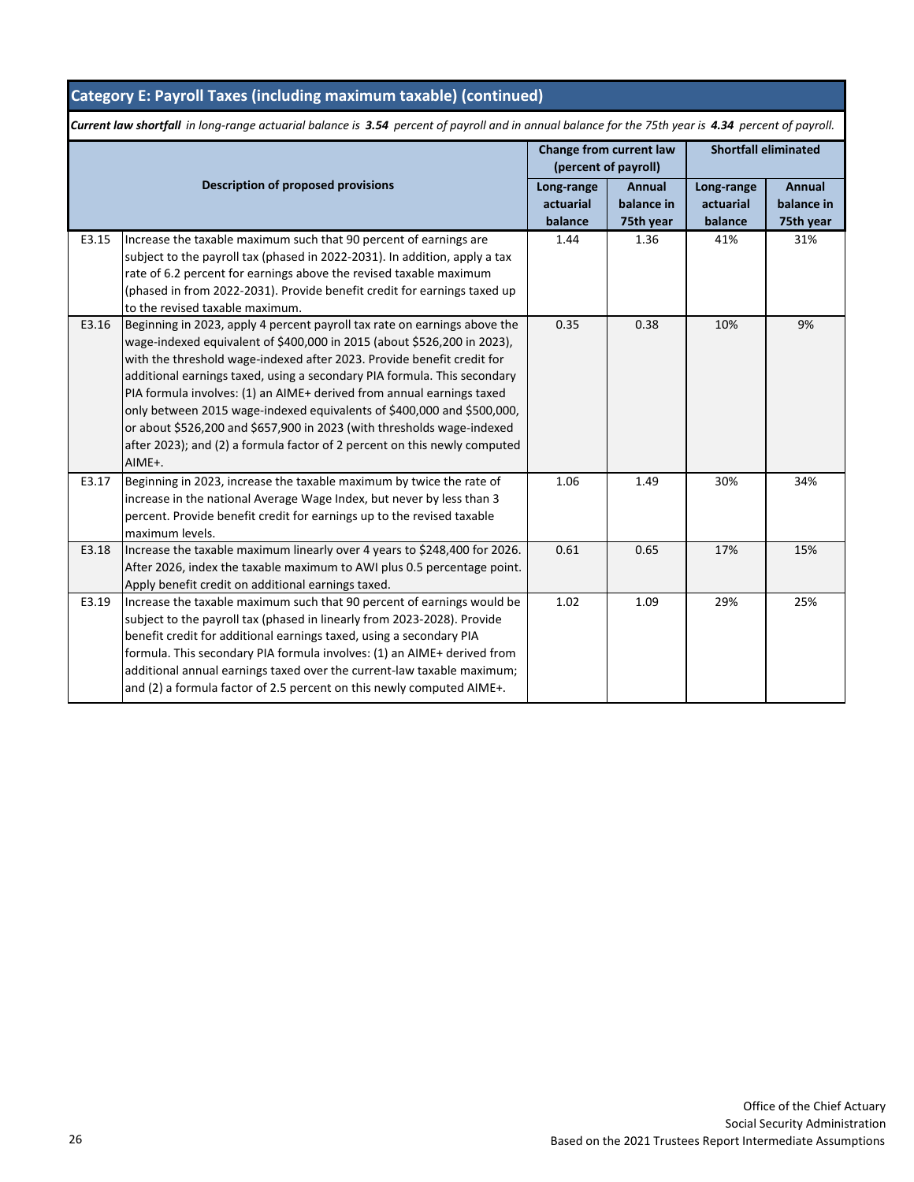## Category E: Payroll Taxes (including maximum taxable) (continued)

***Current law shortfall*** *in long-range actuarial balance is* ***3.54*** *percent of payroll and in annual balance for the 75th year is* ***4.34*** *percent of payroll.*

| | Description of proposed provisions | Change from current law (percent of payroll) | | Shortfall eliminated | |
|---|---|---|---|---|---|
| | | Long-range actuarial balance | Annual balance in 75th year | Long-range actuarial balance | Annual balance in 75th year |
| E3.15 | Increase the taxable maximum such that 90 percent of earnings are subject to the payroll tax (phased in 2022-2031). In addition, apply a tax rate of 6.2 percent for earnings above the revised taxable maximum (phased in from 2022-2031). Provide benefit credit for earnings taxed up to the revised taxable maximum. | 1.44 | 1.36 | 41% | 31% |
| E3.16 | Beginning in 2023, apply 4 percent payroll tax rate on earnings above the wage-indexed equivalent of $400,000 in 2015 (about $526,200 in 2023), with the threshold wage-indexed after 2023. Provide benefit credit for additional earnings taxed, using a secondary PIA formula. This secondary PIA formula involves: (1) an AIME+ derived from annual earnings taxed only between 2015 wage-indexed equivalents of $400,000 and $500,000, or about $526,200 and $657,900 in 2023 (with thresholds wage-indexed after 2023); and (2) a formula factor of 2 percent on this newly computed AIME+. | 0.35 | 0.38 | 10% | 9% |
| E3.17 | Beginning in 2023, increase the taxable maximum by twice the rate of increase in the national Average Wage Index, but never by less than 3 percent. Provide benefit credit for earnings up to the revised taxable maximum levels. | 1.06 | 1.49 | 30% | 34% |
| E3.18 | Increase the taxable maximum linearly over 4 years to $248,400 for 2026. After 2026, index the taxable maximum to AWI plus 0.5 percentage point. Apply benefit credit on additional earnings taxed. | 0.61 | 0.65 | 17% | 15% |
| E3.19 | Increase the taxable maximum such that 90 percent of earnings would be subject to the payroll tax (phased in linearly from 2023-2028). Provide benefit credit for additional earnings taxed, using a secondary PIA formula. This secondary PIA formula involves: (1) an AIME+ derived from additional annual earnings taxed over the current-law taxable maximum; and (2) a formula factor of 2.5 percent on this newly computed AIME+. | 1.02 | 1.09 | 29% | 25% |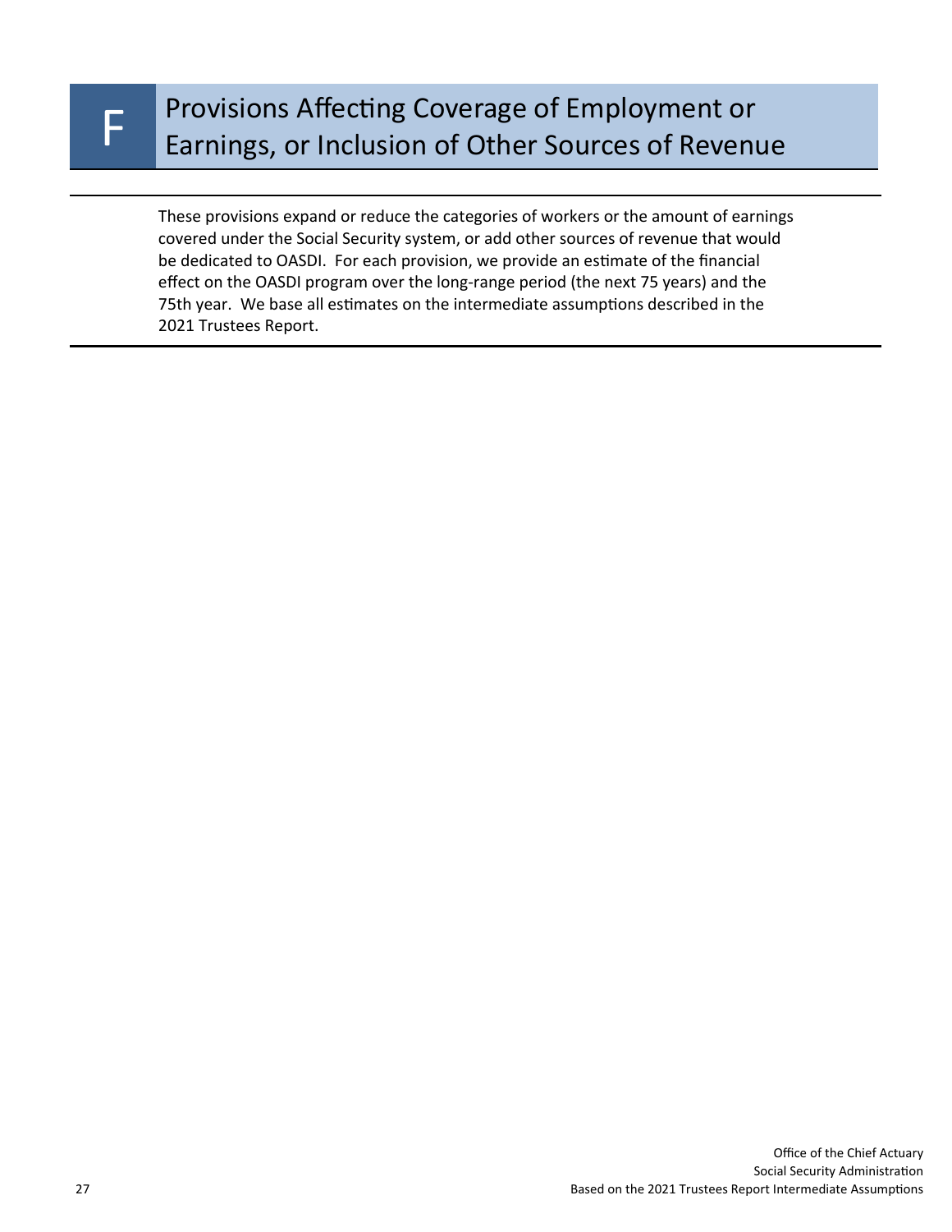# F Provisions Affecting Coverage of Employment or Earnings, or Inclusion of Other Sources of Revenue

These provisions expand or reduce the categories of workers or the amount of earnings covered under the Social Security system, or add other sources of revenue that would be dedicated to OASDI. For each provision, we provide an estimate of the financial effect on the OASDI program over the long-range period (the next 75 years) and the 75th year. We base all estimates on the intermediate assumptions described in the 2021 Trustees Report.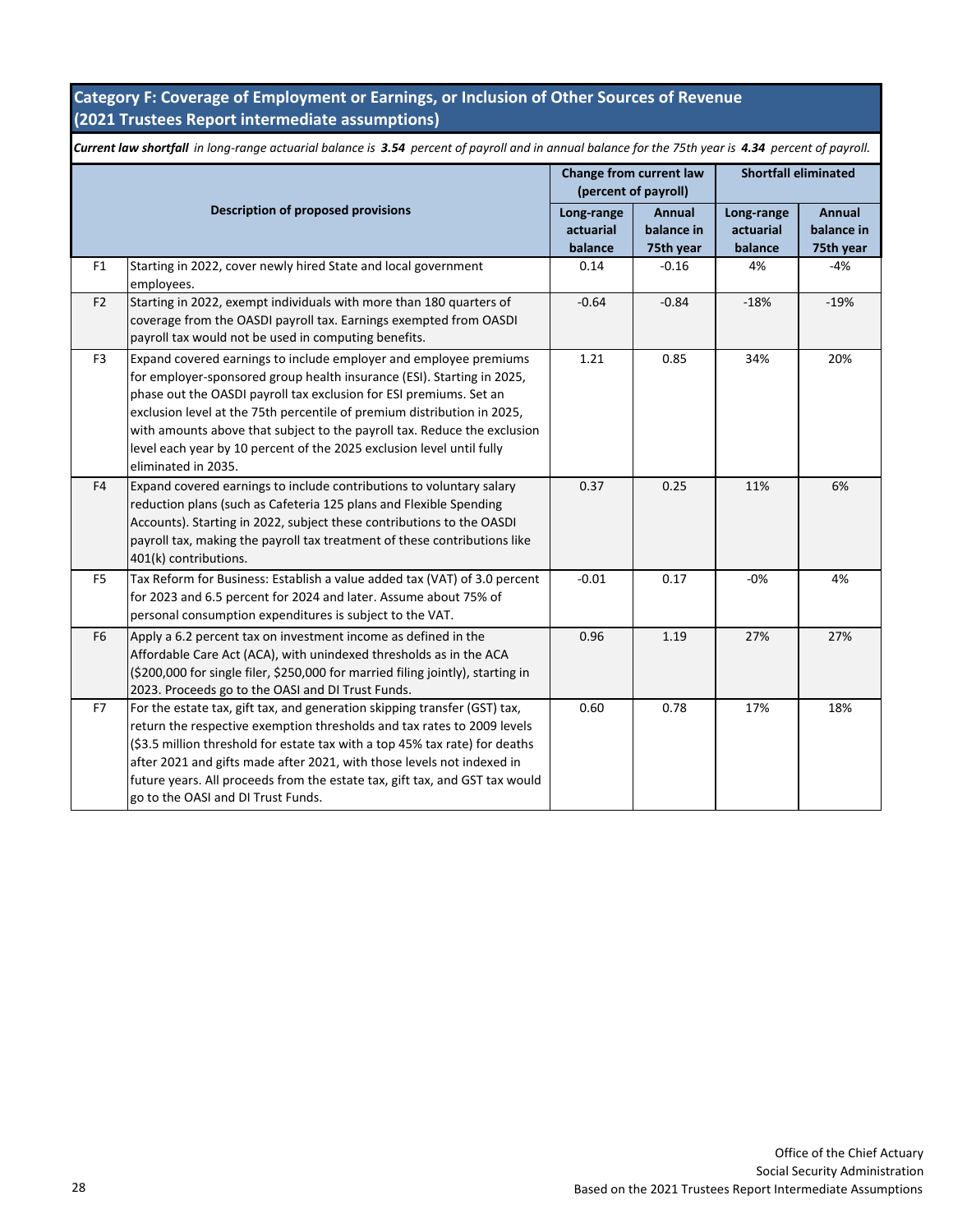## Category F: Coverage of Employment or Earnings, or Inclusion of Other Sources of Revenue (2021 Trustees Report intermediate assumptions)

***Current law shortfall** in long-range actuarial balance is **3.54** percent of payroll and in annual balance for the 75th year is **4.34** percent of payroll.*

| | Description of proposed provisions | Change from current law (percent of payroll) | | Shortfall eliminated | |
|---|---|---|---|---|---|
| | | Long-range actuarial balance | Annual balance in 75th year | Long-range actuarial balance | Annual balance in 75th year |
| F1 | Starting in 2022, cover newly hired State and local government employees. | 0.14 | -0.16 | 4% | -4% |
| F2 | Starting in 2022, exempt individuals with more than 180 quarters of coverage from the OASDI payroll tax. Earnings exempted from OASDI payroll tax would not be used in computing benefits. | -0.64 | -0.84 | -18% | -19% |
| F3 | Expand covered earnings to include employer and employee premiums for employer-sponsored group health insurance (ESI). Starting in 2025, phase out the OASDI payroll tax exclusion for ESI premiums. Set an exclusion level at the 75th percentile of premium distribution in 2025, with amounts above that subject to the payroll tax. Reduce the exclusion level each year by 10 percent of the 2025 exclusion level until fully eliminated in 2035. | 1.21 | 0.85 | 34% | 20% |
| F4 | Expand covered earnings to include contributions to voluntary salary reduction plans (such as Cafeteria 125 plans and Flexible Spending Accounts). Starting in 2022, subject these contributions to the OASDI payroll tax, making the payroll tax treatment of these contributions like 401(k) contributions. | 0.37 | 0.25 | 11% | 6% |
| F5 | Tax Reform for Business: Establish a value added tax (VAT) of 3.0 percent for 2023 and 6.5 percent for 2024 and later. Assume about 75% of personal consumption expenditures is subject to the VAT. | -0.01 | 0.17 | -0% | 4% |
| F6 | Apply a 6.2 percent tax on investment income as defined in the Affordable Care Act (ACA), with unindexed thresholds as in the ACA ($200,000 for single filer, $250,000 for married filing jointly), starting in 2023. Proceeds go to the OASI and DI Trust Funds. | 0.96 | 1.19 | 27% | 27% |
| F7 | For the estate tax, gift tax, and generation skipping transfer (GST) tax, return the respective exemption thresholds and tax rates to 2009 levels ($3.5 million threshold for estate tax with a top 45% tax rate) for deaths after 2021 and gifts made after 2021, with those levels not indexed in future years. All proceeds from the estate tax, gift tax, and GST tax would go to the OASI and DI Trust Funds. | 0.60 | 0.78 | 17% | 18% |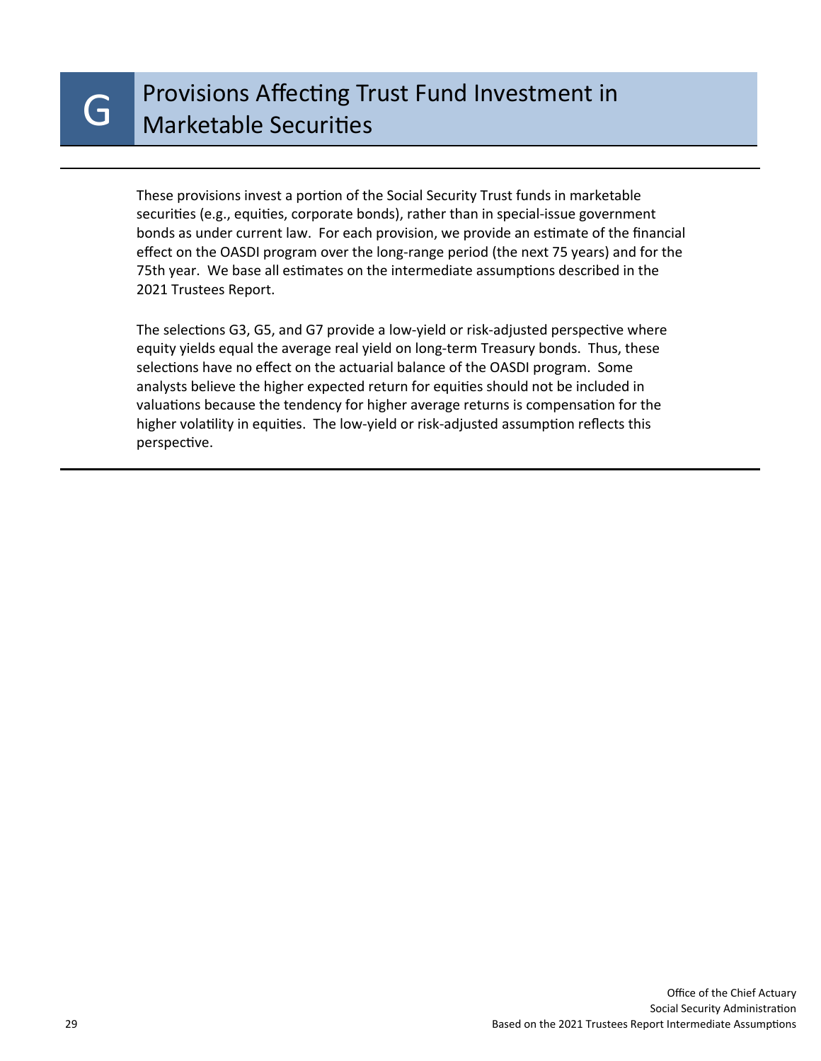# G Provisions Affecting Trust Fund Investment in Marketable Securities

These provisions invest a portion of the Social Security Trust funds in marketable securities (e.g., equities, corporate bonds), rather than in special-issue government bonds as under current law. For each provision, we provide an estimate of the financial effect on the OASDI program over the long-range period (the next 75 years) and for the 75th year. We base all estimates on the intermediate assumptions described in the 2021 Trustees Report.

The selections G3, G5, and G7 provide a low-yield or risk-adjusted perspective where equity yields equal the average real yield on long-term Treasury bonds. Thus, these selections have no effect on the actuarial balance of the OASDI program. Some analysts believe the higher expected return for equities should not be included in valuations because the tendency for higher average returns is compensation for the higher volatility in equities. The low-yield or risk-adjusted assumption reflects this perspective.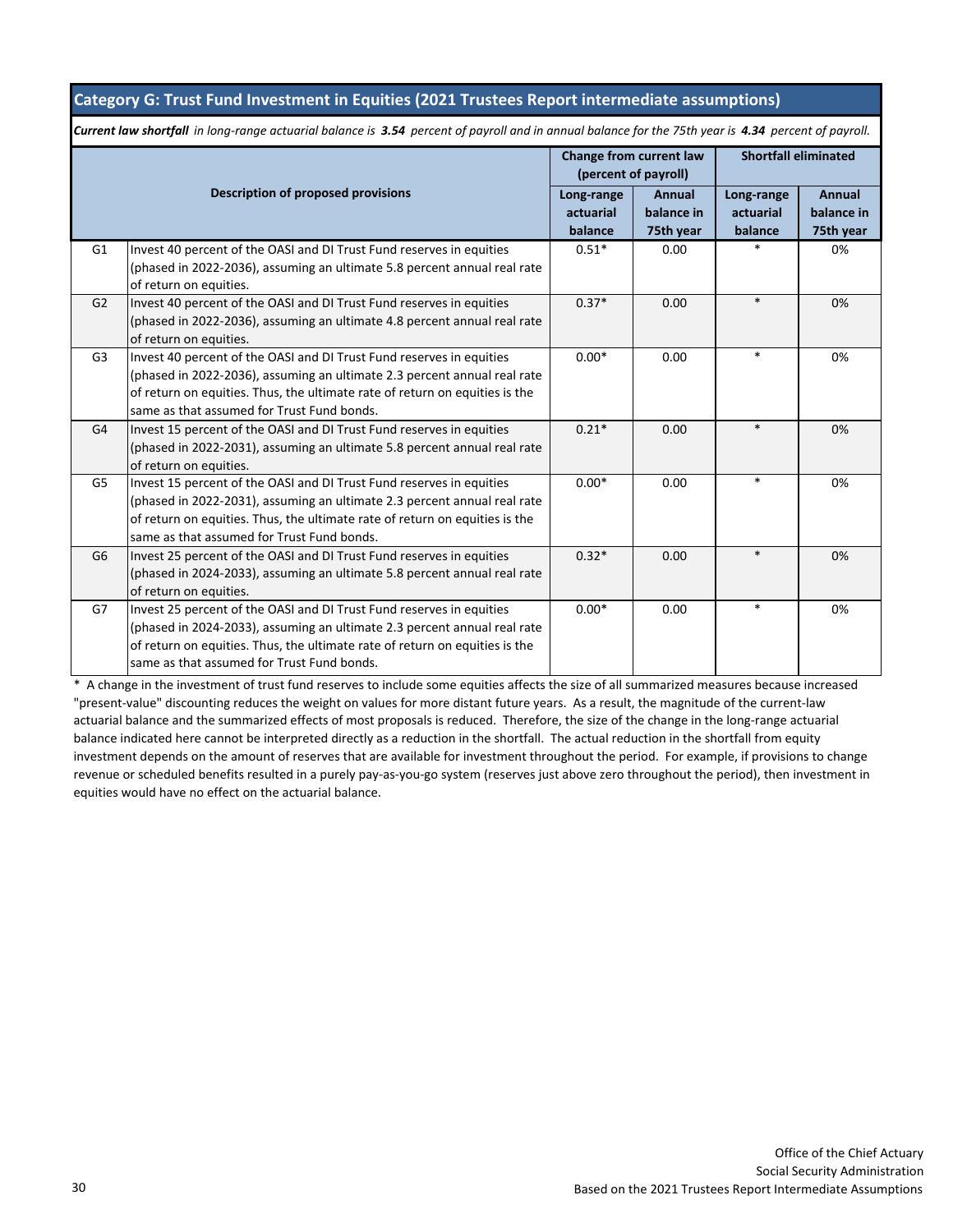## Category G: Trust Fund Investment in Equities (2021 Trustees Report intermediate assumptions)

***Current law shortfall*** *in long-range actuarial balance is* ***3.54*** *percent of payroll and in annual balance for the 75th year is* ***4.34*** *percent of payroll.*

| | Description of proposed provisions | Change from current law (percent of payroll) | | Shortfall eliminated | |
|---|---|---|---|---|---|
| | | Long-range actuarial balance | Annual balance in 75th year | Long-range actuarial balance | Annual balance in 75th year |
| G1 | Invest 40 percent of the OASI and DI Trust Fund reserves in equities (phased in 2022-2036), assuming an ultimate 5.8 percent annual real rate of return on equities. | 0.51* | 0.00 | * | 0% |
| G2 | Invest 40 percent of the OASI and DI Trust Fund reserves in equities (phased in 2022-2036), assuming an ultimate 4.8 percent annual real rate of return on equities. | 0.37* | 0.00 | * | 0% |
| G3 | Invest 40 percent of the OASI and DI Trust Fund reserves in equities (phased in 2022-2036), assuming an ultimate 2.3 percent annual real rate of return on equities. Thus, the ultimate rate of return on equities is the same as that assumed for Trust Fund bonds. | 0.00* | 0.00 | * | 0% |
| G4 | Invest 15 percent of the OASI and DI Trust Fund reserves in equities (phased in 2022-2031), assuming an ultimate 5.8 percent annual real rate of return on equities. | 0.21* | 0.00 | * | 0% |
| G5 | Invest 15 percent of the OASI and DI Trust Fund reserves in equities (phased in 2022-2031), assuming an ultimate 2.3 percent annual real rate of return on equities. Thus, the ultimate rate of return on equities is the same as that assumed for Trust Fund bonds. | 0.00* | 0.00 | * | 0% |
| G6 | Invest 25 percent of the OASI and DI Trust Fund reserves in equities (phased in 2024-2033), assuming an ultimate 5.8 percent annual real rate of return on equities. | 0.32* | 0.00 | * | 0% |
| G7 | Invest 25 percent of the OASI and DI Trust Fund reserves in equities (phased in 2024-2033), assuming an ultimate 2.3 percent annual real rate of return on equities. Thus, the ultimate rate of return on equities is the same as that assumed for Trust Fund bonds. | 0.00* | 0.00 | * | 0% |

\* A change in the investment of trust fund reserves to include some equities affects the size of all summarized measures because increased "present-value" discounting reduces the weight on values for more distant future years. As a result, the magnitude of the current-law actuarial balance and the summarized effects of most proposals is reduced. Therefore, the size of the change in the long-range actuarial balance indicated here cannot be interpreted directly as a reduction in the shortfall. The actual reduction in the shortfall from equity investment depends on the amount of reserves that are available for investment throughout the period. For example, if provisions to change revenue or scheduled benefits resulted in a purely pay-as-you-go system (reserves just above zero throughout the period), then investment in equities would have no effect on the actuarial balance.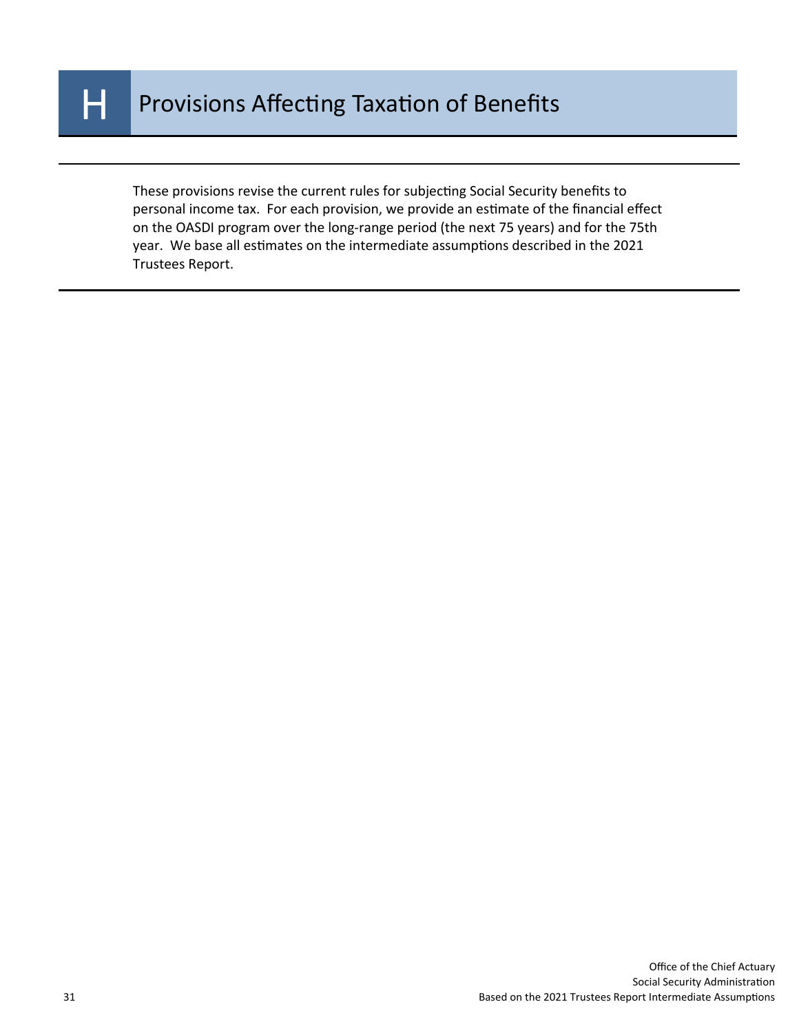# H Provisions Affecting Taxation of Benefits

These provisions revise the current rules for subjecting Social Security benefits to personal income tax. For each provision, we provide an estimate of the financial effect on the OASDI program over the long-range period (the next 75 years) and for the 75th year. We base all estimates on the intermediate assumptions described in the 2021 Trustees Report.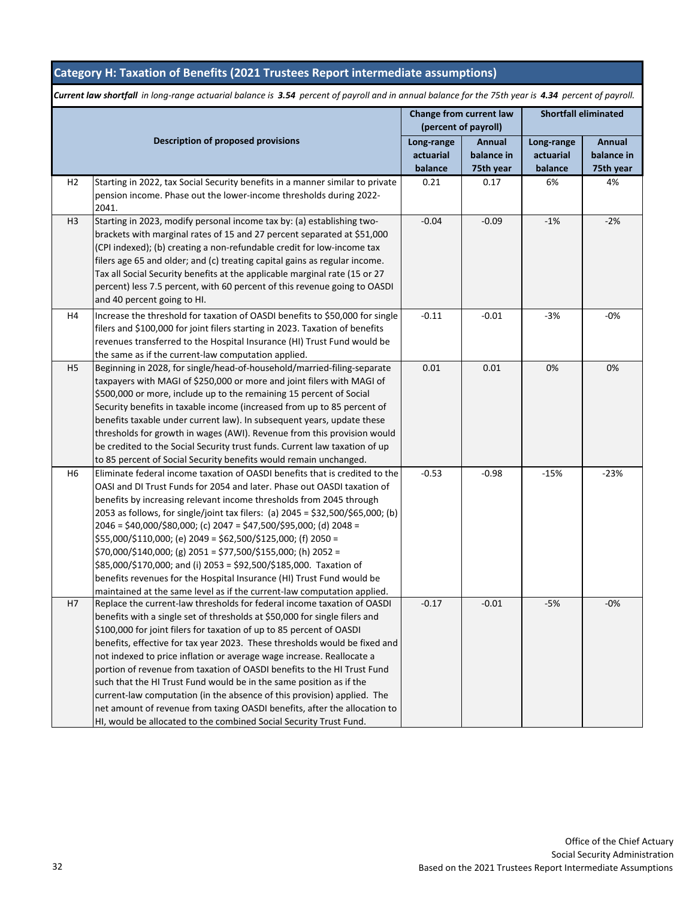## Category H: Taxation of Benefits (2021 Trustees Report intermediate assumptions)

***Current law shortfall** in long-range actuarial balance is **3.54** percent of payroll and in annual balance for the 75th year is **4.34** percent of payroll.*

| | Description of proposed provisions | Change from current law (percent of payroll) | | Shortfall eliminated | |
|---|---|---|---|---|---|
| | | Long-range actuarial balance | Annual balance in 75th year | Long-range actuarial balance | Annual balance in 75th year |
| H2 | Starting in 2022, tax Social Security benefits in a manner similar to private pension income. Phase out the lower-income thresholds during 2022-2041. | 0.21 | 0.17 | 6% | 4% |
| H3 | Starting in 2023, modify personal income tax by: (a) establishing two-brackets with marginal rates of 15 and 27 percent separated at $51,000 (CPI indexed); (b) creating a non-refundable credit for low-income tax filers age 65 and older; and (c) treating capital gains as regular income. Tax all Social Security benefits at the applicable marginal rate (15 or 27 percent) less 7.5 percent, with 60 percent of this revenue going to OASDI and 40 percent going to HI. | -0.04 | -0.09 | -1% | -2% |
| H4 | Increase the threshold for taxation of OASDI benefits to $50,000 for single filers and $100,000 for joint filers starting in 2023. Taxation of benefits revenues transferred to the Hospital Insurance (HI) Trust Fund would be the same as if the current-law computation applied. | -0.11 | -0.01 | -3% | -0% |
| H5 | Beginning in 2028, for single/head-of-household/married-filing-separate taxpayers with MAGI of $250,000 or more and joint filers with MAGI of $500,000 or more, include up to the remaining 15 percent of Social Security benefits in taxable income (increased from up to 85 percent of benefits taxable under current law). In subsequent years, update these thresholds for growth in wages (AWI). Revenue from this provision would be credited to the Social Security trust funds. Current law taxation of up to 85 percent of Social Security benefits would remain unchanged. | 0.01 | 0.01 | 0% | 0% |
| H6 | Eliminate federal income taxation of OASDI benefits that is credited to the OASI and DI Trust Funds for 2054 and later. Phase out OASDI taxation of benefits by increasing relevant income thresholds from 2045 through 2053 as follows, for single/joint tax filers: (a) 2045 = $32,500/$65,000; (b) 2046 = $40,000/$80,000; (c) 2047 = $47,500/$95,000; (d) 2048 = $55,000/$110,000; (e) 2049 = $62,500/$125,000; (f) 2050 = $70,000/$140,000; (g) 2051 = $77,500/$155,000; (h) 2052 = $85,000/$170,000; and (i) 2053 = $92,500/$185,000. Taxation of benefits revenues for the Hospital Insurance (HI) Trust Fund would be maintained at the same level as if the current-law computation applied. | -0.53 | -0.98 | -15% | -23% |
| H7 | Replace the current-law thresholds for federal income taxation of OASDI benefits with a single set of thresholds at $50,000 for single filers and $100,000 for joint filers for taxation of up to 85 percent of OASDI benefits, effective for tax year 2023. These thresholds would be fixed and not indexed to price inflation or average wage increase. Reallocate a portion of revenue from taxation of OASDI benefits to the HI Trust Fund such that the HI Trust Fund would be in the same position as if the current-law computation (in the absence of this provision) applied. The net amount of revenue from taxing OASDI benefits, after the allocation to HI, would be allocated to the combined Social Security Trust Fund. | -0.17 | -0.01 | -5% | -0% |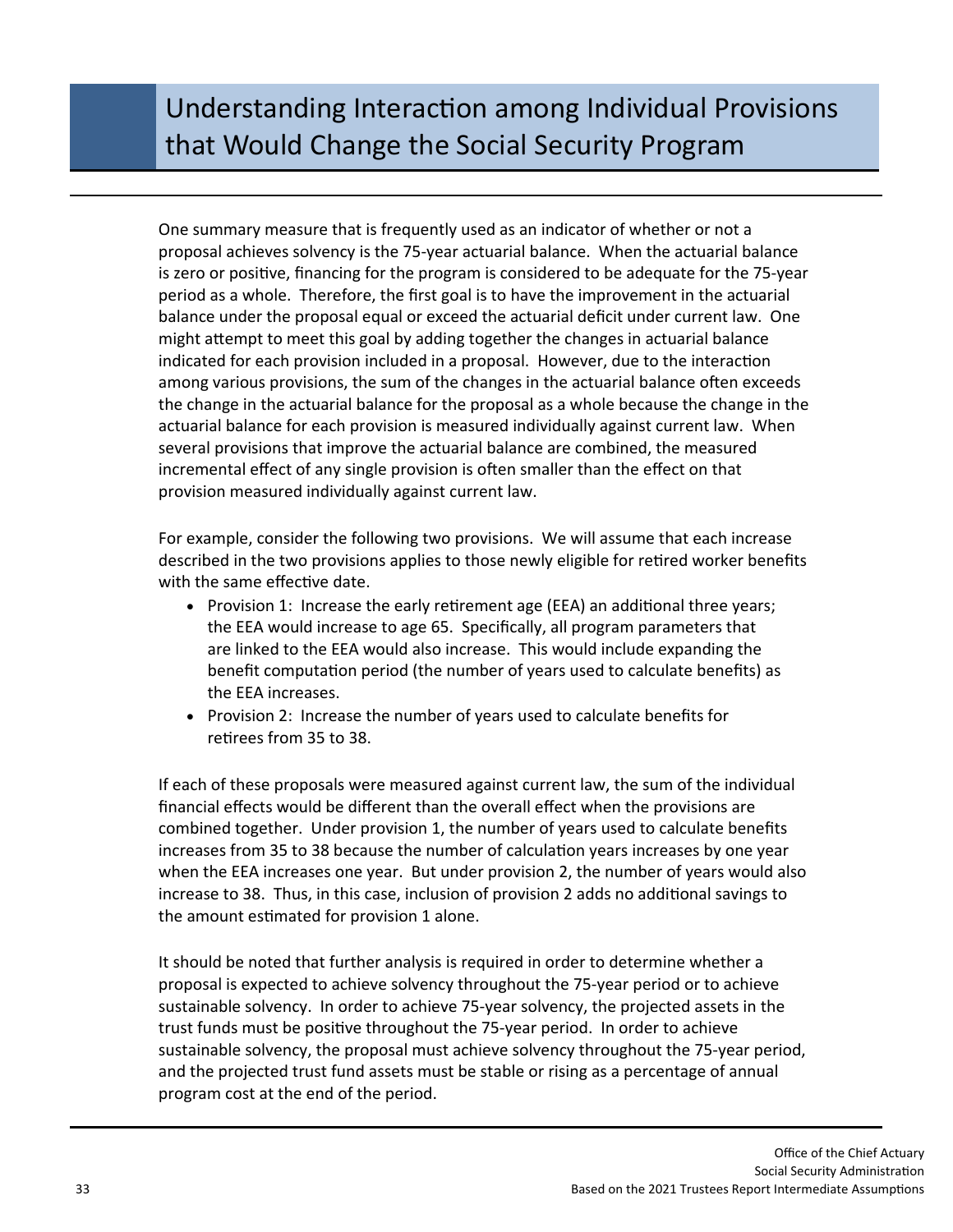# Understanding Interaction among Individual Provisions that Would Change the Social Security Program

One summary measure that is frequently used as an indicator of whether or not a proposal achieves solvency is the 75-year actuarial balance. When the actuarial balance is zero or positive, financing for the program is considered to be adequate for the 75-year period as a whole. Therefore, the first goal is to have the improvement in the actuarial balance under the proposal equal or exceed the actuarial deficit under current law. One might attempt to meet this goal by adding together the changes in actuarial balance indicated for each provision included in a proposal. However, due to the interaction among various provisions, the sum of the changes in the actuarial balance often exceeds the change in the actuarial balance for the proposal as a whole because the change in the actuarial balance for each provision is measured individually against current law. When several provisions that improve the actuarial balance are combined, the measured incremental effect of any single provision is often smaller than the effect on that provision measured individually against current law.

For example, consider the following two provisions. We will assume that each increase described in the two provisions applies to those newly eligible for retired worker benefits with the same effective date.

- Provision 1: Increase the early retirement age (EEA) an additional three years; the EEA would increase to age 65. Specifically, all program parameters that are linked to the EEA would also increase. This would include expanding the benefit computation period (the number of years used to calculate benefits) as the EEA increases.
- Provision 2: Increase the number of years used to calculate benefits for retirees from 35 to 38.

If each of these proposals were measured against current law, the sum of the individual financial effects would be different than the overall effect when the provisions are combined together. Under provision 1, the number of years used to calculate benefits increases from 35 to 38 because the number of calculation years increases by one year when the EEA increases one year. But under provision 2, the number of years would also increase to 38. Thus, in this case, inclusion of provision 2 adds no additional savings to the amount estimated for provision 1 alone.

It should be noted that further analysis is required in order to determine whether a proposal is expected to achieve solvency throughout the 75-year period or to achieve sustainable solvency. In order to achieve 75-year solvency, the projected assets in the trust funds must be positive throughout the 75-year period. In order to achieve sustainable solvency, the proposal must achieve solvency throughout the 75-year period, and the projected trust fund assets must be stable or rising as a percentage of annual program cost at the end of the period.